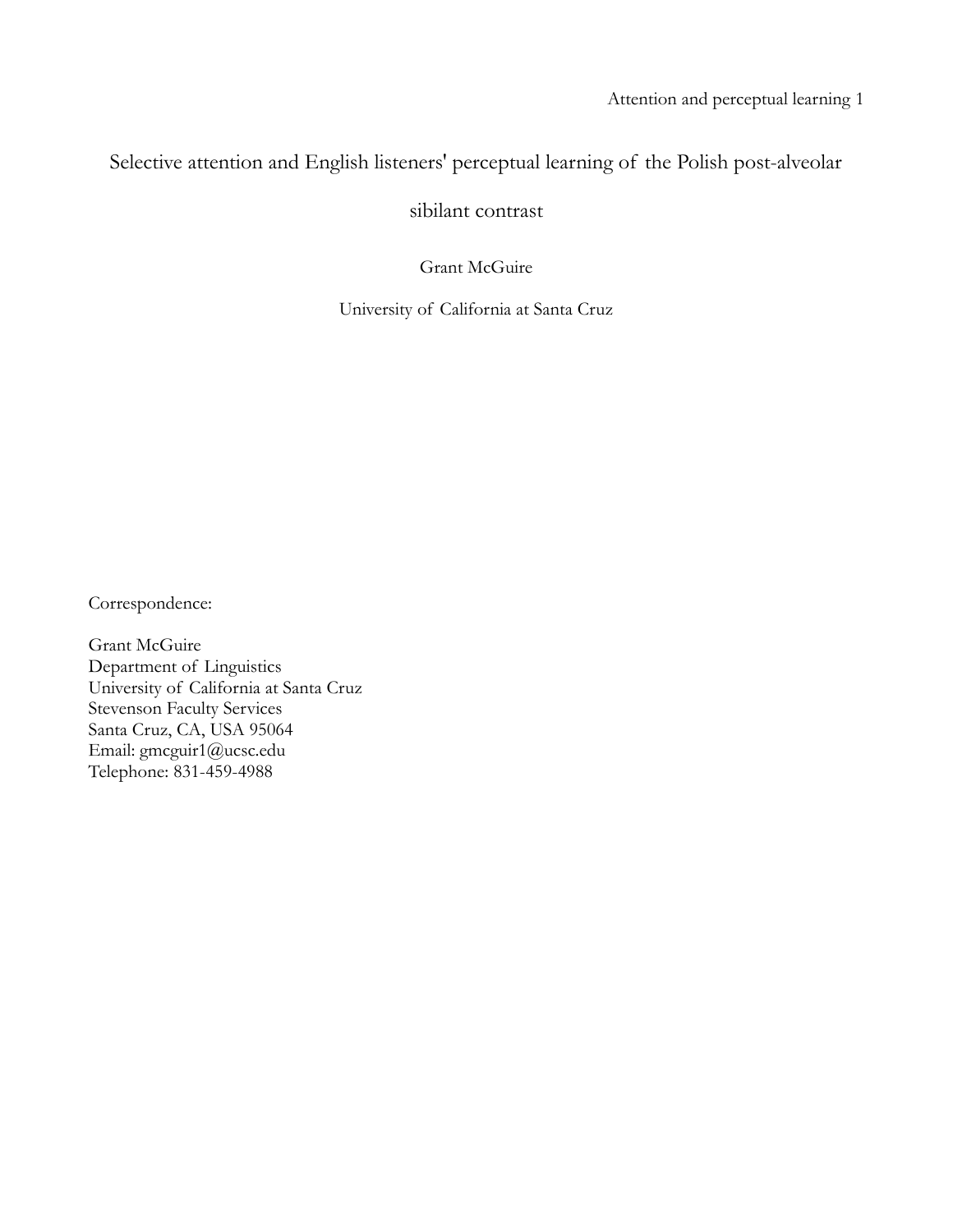# Selective attention and English listeners' perceptual learning of the Polish post-alveolar sibilant contrast

Grant McGuire

University of California at Santa Cruz

Correspondence:

Grant McGuire
Department of Linguistics
University of California at Santa Cruz
Stevenson Faculty Services
Santa Cruz, CA, USA 95064
Email: gmcguir1@ucsc.edu
Telephone: 831-459-4988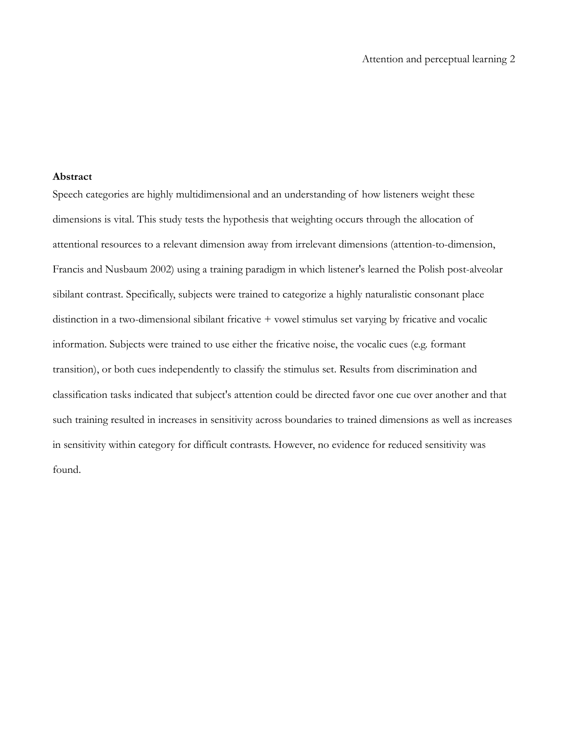**Abstract**

Speech categories are highly multidimensional and an understanding of how listeners weight these dimensions is vital. This study tests the hypothesis that weighting occurs through the allocation of attentional resources to a relevant dimension away from irrelevant dimensions (attention-to-dimension, Francis and Nusbaum 2002) using a training paradigm in which listener's learned the Polish post-alveolar sibilant contrast. Specifically, subjects were trained to categorize a highly naturalistic consonant place distinction in a two-dimensional sibilant fricative + vowel stimulus set varying by fricative and vocalic information. Subjects were trained to use either the fricative noise, the vocalic cues (e.g. formant transition), or both cues independently to classify the stimulus set. Results from discrimination and classification tasks indicated that subject's attention could be directed favor one cue over another and that such training resulted in increases in sensitivity across boundaries to trained dimensions as well as increases in sensitivity within category for difficult contrasts. However, no evidence for reduced sensitivity was found.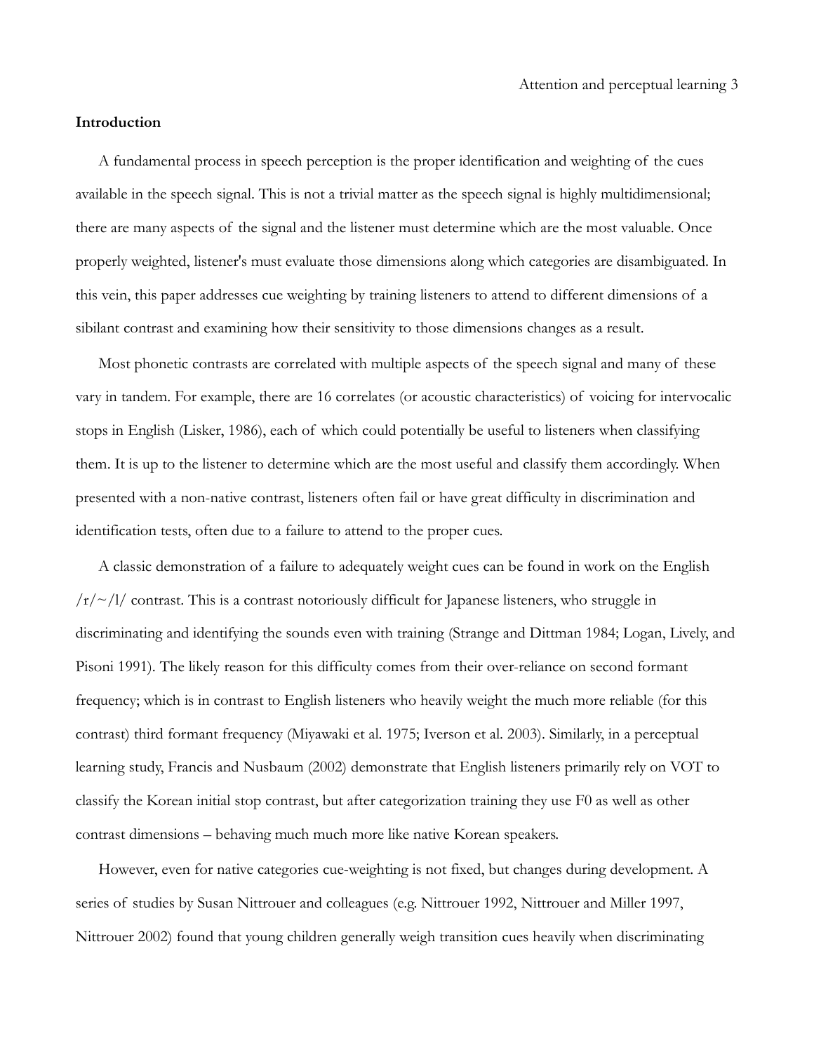**Introduction**

A fundamental process in speech perception is the proper identification and weighting of the cues available in the speech signal. This is not a trivial matter as the speech signal is highly multidimensional; there are many aspects of the signal and the listener must determine which are the most valuable. Once properly weighted, listener's must evaluate those dimensions along which categories are disambiguated. In this vein, this paper addresses cue weighting by training listeners to attend to different dimensions of a sibilant contrast and examining how their sensitivity to those dimensions changes as a result.

Most phonetic contrasts are correlated with multiple aspects of the speech signal and many of these vary in tandem. For example, there are 16 correlates (or acoustic characteristics) of voicing for intervocalic stops in English (Lisker, 1986), each of which could potentially be useful to listeners when classifying them. It is up to the listener to determine which are the most useful and classify them accordingly. When presented with a non-native contrast, listeners often fail or have great difficulty in discrimination and identification tests, often due to a failure to attend to the proper cues.

A classic demonstration of a failure to adequately weight cues can be found in work on the English /r/~/l/ contrast. This is a contrast notoriously difficult for Japanese listeners, who struggle in discriminating and identifying the sounds even with training (Strange and Dittman 1984; Logan, Lively, and Pisoni 1991). The likely reason for this difficulty comes from their over-reliance on second formant frequency; which is in contrast to English listeners who heavily weight the much more reliable (for this contrast) third formant frequency (Miyawaki et al. 1975; Iverson et al. 2003). Similarly, in a perceptual learning study, Francis and Nusbaum (2002) demonstrate that English listeners primarily rely on VOT to classify the Korean initial stop contrast, but after categorization training they use F0 as well as other contrast dimensions – behaving much much more like native Korean speakers.

However, even for native categories cue-weighting is not fixed, but changes during development. A series of studies by Susan Nittrouer and colleagues (e.g. Nittrouer 1992, Nittrouer and Miller 1997, Nittrouer 2002) found that young children generally weigh transition cues heavily when discriminating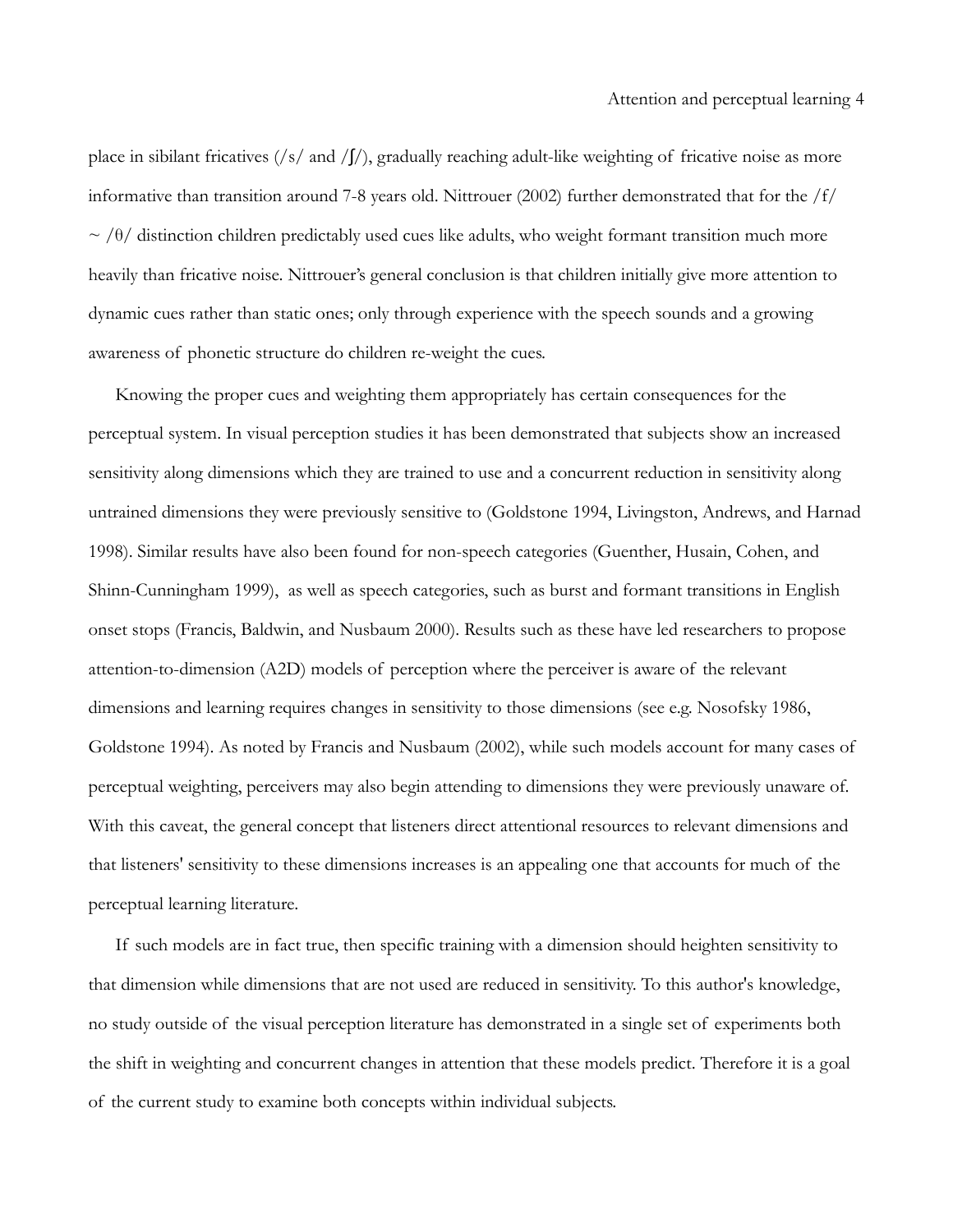place in sibilant fricatives (/s/ and /ʃ/), gradually reaching adult-like weighting of fricative noise as more informative than transition around 7-8 years old. Nittrouer (2002) further demonstrated that for the /f/ ~ /θ/ distinction children predictably used cues like adults, who weight formant transition much more heavily than fricative noise. Nittrouer's general conclusion is that children initially give more attention to dynamic cues rather than static ones; only through experience with the speech sounds and a growing awareness of phonetic structure do children re-weight the cues.

Knowing the proper cues and weighting them appropriately has certain consequences for the perceptual system. In visual perception studies it has been demonstrated that subjects show an increased sensitivity along dimensions which they are trained to use and a concurrent reduction in sensitivity along untrained dimensions they were previously sensitive to (Goldstone 1994, Livingston, Andrews, and Harnad 1998). Similar results have also been found for non-speech categories (Guenther, Husain, Cohen, and Shinn-Cunningham 1999), as well as speech categories, such as burst and formant transitions in English onset stops (Francis, Baldwin, and Nusbaum 2000). Results such as these have led researchers to propose attention-to-dimension (A2D) models of perception where the perceiver is aware of the relevant dimensions and learning requires changes in sensitivity to those dimensions (see e.g. Nosofsky 1986, Goldstone 1994). As noted by Francis and Nusbaum (2002), while such models account for many cases of perceptual weighting, perceivers may also begin attending to dimensions they were previously unaware of. With this caveat, the general concept that listeners direct attentional resources to relevant dimensions and that listeners' sensitivity to these dimensions increases is an appealing one that accounts for much of the perceptual learning literature.

If such models are in fact true, then specific training with a dimension should heighten sensitivity to that dimension while dimensions that are not used are reduced in sensitivity. To this author's knowledge, no study outside of the visual perception literature has demonstrated in a single set of experiments both the shift in weighting and concurrent changes in attention that these models predict. Therefore it is a goal of the current study to examine both concepts within individual subjects.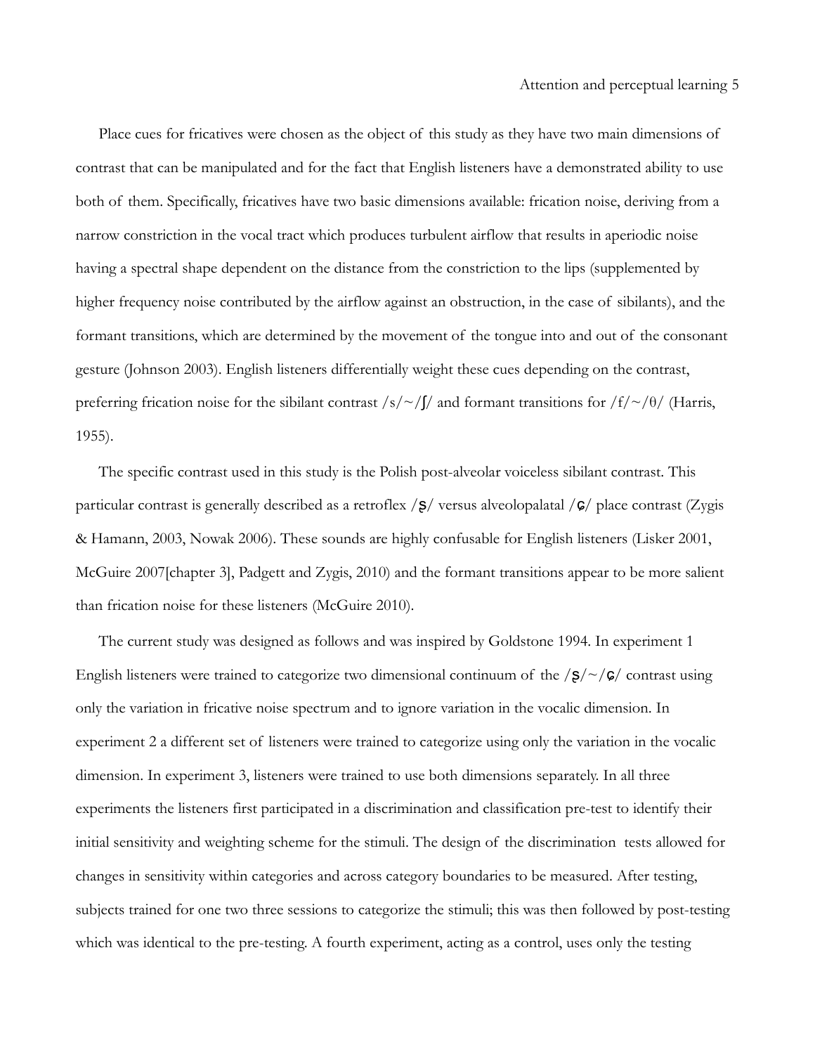Place cues for fricatives were chosen as the object of this study as they have two main dimensions of contrast that can be manipulated and for the fact that English listeners have a demonstrated ability to use both of them. Specifically, fricatives have two basic dimensions available: frication noise, deriving from a narrow constriction in the vocal tract which produces turbulent airflow that results in aperiodic noise having a spectral shape dependent on the distance from the constriction to the lips (supplemented by higher frequency noise contributed by the airflow against an obstruction, in the case of sibilants), and the formant transitions, which are determined by the movement of the tongue into and out of the consonant gesture (Johnson 2003). English listeners differentially weight these cues depending on the contrast, preferring frication noise for the sibilant contrast /s/~/ʃ/ and formant transitions for /f/~/θ/ (Harris, 1955).

The specific contrast used in this study is the Polish post-alveolar voiceless sibilant contrast. This particular contrast is generally described as a retroflex /ʂ/ versus alveolopalatal /ɕ/ place contrast (Zygis & Hamann, 2003, Nowak 2006). These sounds are highly confusable for English listeners (Lisker 2001, McGuire 2007[chapter 3], Padgett and Zygis, 2010) and the formant transitions appear to be more salient than frication noise for these listeners (McGuire 2010).

The current study was designed as follows and was inspired by Goldstone 1994. In experiment 1 English listeners were trained to categorize two dimensional continuum of the /ʂ/~/ɕ/ contrast using only the variation in fricative noise spectrum and to ignore variation in the vocalic dimension. In experiment 2 a different set of listeners were trained to categorize using only the variation in the vocalic dimension. In experiment 3, listeners were trained to use both dimensions separately. In all three experiments the listeners first participated in a discrimination and classification pre-test to identify their initial sensitivity and weighting scheme for the stimuli. The design of the discrimination tests allowed for changes in sensitivity within categories and across category boundaries to be measured. After testing, subjects trained for one two three sessions to categorize the stimuli; this was then followed by post-testing which was identical to the pre-testing. A fourth experiment, acting as a control, uses only the testing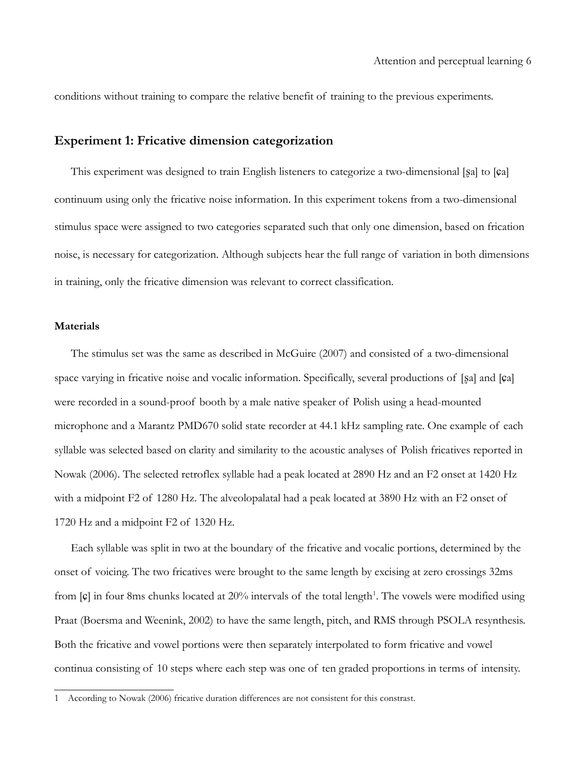conditions without training to compare the relative benefit of training to the previous experiments.

## Experiment 1: Fricative dimension categorization

This experiment was designed to train English listeners to categorize a two-dimensional [ʂa] to [ɕa] continuum using only the fricative noise information. In this experiment tokens from a two-dimensional stimulus space were assigned to two categories separated such that only one dimension, based on frication noise, is necessary for categorization. Although subjects hear the full range of variation in both dimensions in training, only the fricative dimension was relevant to correct classification.

### Materials

The stimulus set was the same as described in McGuire (2007) and consisted of a two-dimensional space varying in fricative noise and vocalic information. Specifically, several productions of [ʂa] and [ɕa] were recorded in a sound-proof booth by a male native speaker of Polish using a head-mounted microphone and a Marantz PMD670 solid state recorder at 44.1 kHz sampling rate. One example of each syllable was selected based on clarity and similarity to the acoustic analyses of Polish fricatives reported in Nowak (2006). The selected retroflex syllable had a peak located at 2890 Hz and an F2 onset at 1420 Hz with a midpoint F2 of 1280 Hz. The alveolopalatal had a peak located at 3890 Hz with an F2 onset of 1720 Hz and a midpoint F2 of 1320 Hz.

Each syllable was split in two at the boundary of the fricative and vocalic portions, determined by the onset of voicing. The two fricatives were brought to the same length by excising at zero crossings 32ms from [ɕ] in four 8ms chunks located at 20% intervals of the total length[1]. The vowels were modified using Praat (Boersma and Weenink, 2002) to have the same length, pitch, and RMS through PSOLA resynthesis. Both the fricative and vowel portions were then separately interpolated to form fricative and vowel continua consisting of 10 steps where each step was one of ten graded proportions in terms of intensity.

---

1 According to Nowak (2006) fricative duration differences are not consistent for this constrast.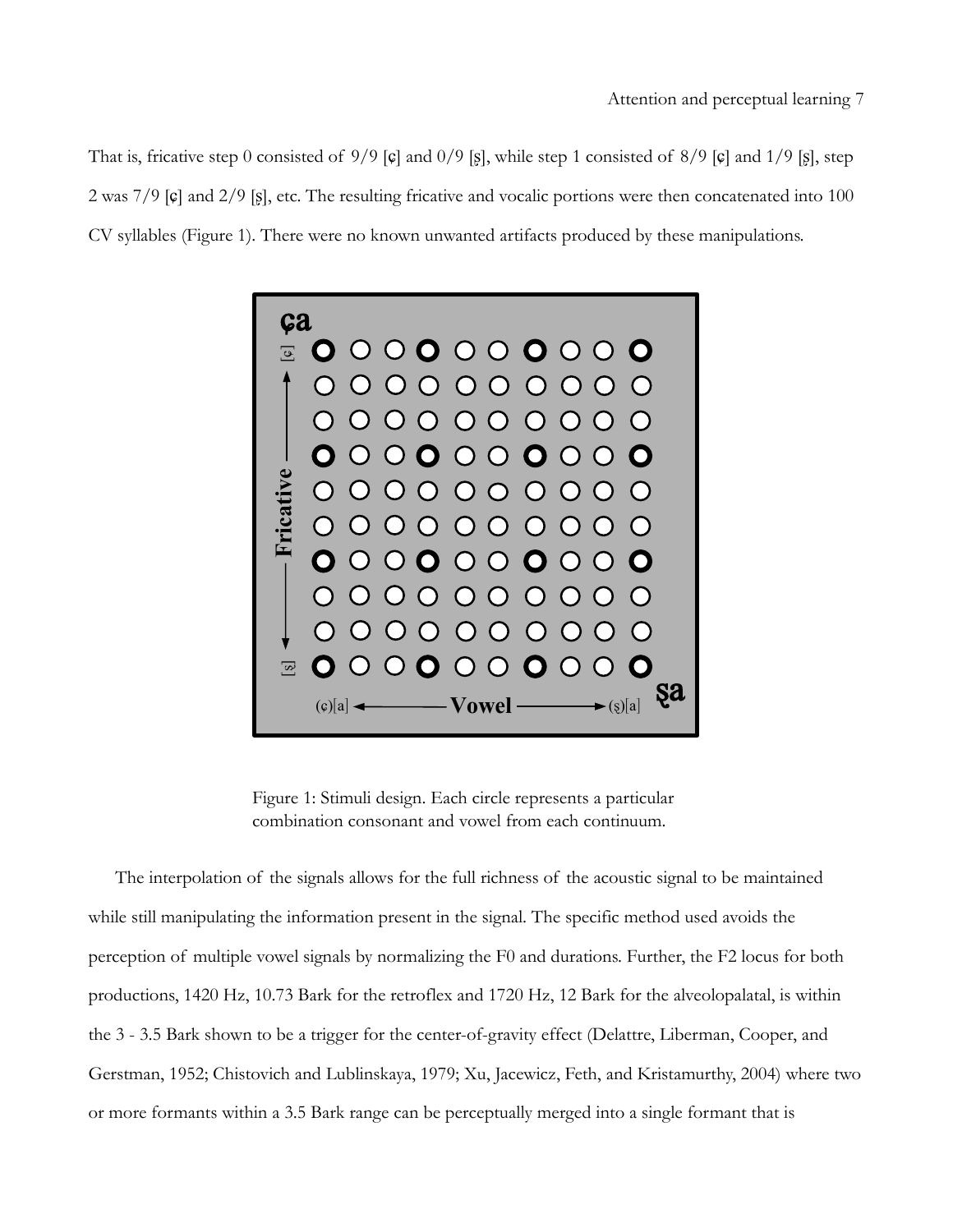That is, fricative step 0 consisted of 9/9 [ɕ] and 0/9 [ʂ], while step 1 consisted of 8/9 [ɕ] and 1/9 [ʂ], step 2 was 7/9 [ɕ] and 2/9 [ʂ], etc. The resulting fricative and vocalic portions were then concatenated into 100 CV syllables (Figure 1). There were no known unwanted artifacts produced by these manipulations.

Figure 1: Stimuli design. Each circle represents a particular combination consonant and vowel from each continuum.

The interpolation of the signals allows for the full richness of the acoustic signal to be maintained while still manipulating the information present in the signal. The specific method used avoids the perception of multiple vowel signals by normalizing the F0 and durations. Further, the F2 locus for both productions, 1420 Hz, 10.73 Bark for the retroflex and 1720 Hz, 12 Bark for the alveolopalatal, is within the 3 - 3.5 Bark shown to be a trigger for the center-of-gravity effect (Delattre, Liberman, Cooper, and Gerstman, 1952; Chistovich and Lublinskaya, 1979; Xu, Jacewicz, Feth, and Kristamurthy, 2004) where two or more formants within a 3.5 Bark range can be perceptually merged into a single formant that is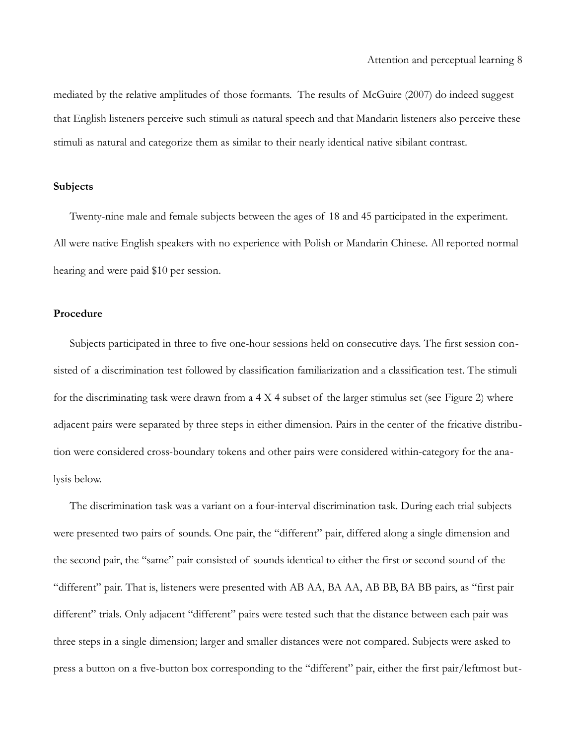mediated by the relative amplitudes of those formants. The results of McGuire (2007) do indeed suggest that English listeners perceive such stimuli as natural speech and that Mandarin listeners also perceive these stimuli as natural and categorize them as similar to their nearly identical native sibilant contrast.

### Subjects

Twenty-nine male and female subjects between the ages of 18 and 45 participated in the experiment. All were native English speakers with no experience with Polish or Mandarin Chinese. All reported normal hearing and were paid $10 per session.

### Procedure

Subjects participated in three to five one-hour sessions held on consecutive days. The first session consisted of a discrimination test followed by classification familiarization and a classification test. The stimuli for the discriminating task were drawn from a 4 X 4 subset of the larger stimulus set (see Figure 2) where adjacent pairs were separated by three steps in either dimension. Pairs in the center of the fricative distribution were considered cross-boundary tokens and other pairs were considered within-category for the analysis below.

The discrimination task was a variant on a four-interval discrimination task. During each trial subjects were presented two pairs of sounds. One pair, the "different" pair, differed along a single dimension and the second pair, the "same" pair consisted of sounds identical to either the first or second sound of the "different" pair. That is, listeners were presented with AB AA, BA AA, AB BB, BA BB pairs, as "first pair different" trials. Only adjacent "different" pairs were tested such that the distance between each pair was three steps in a single dimension; larger and smaller distances were not compared. Subjects were asked to press a button on a five-button box corresponding to the "different" pair, either the first pair/leftmost but-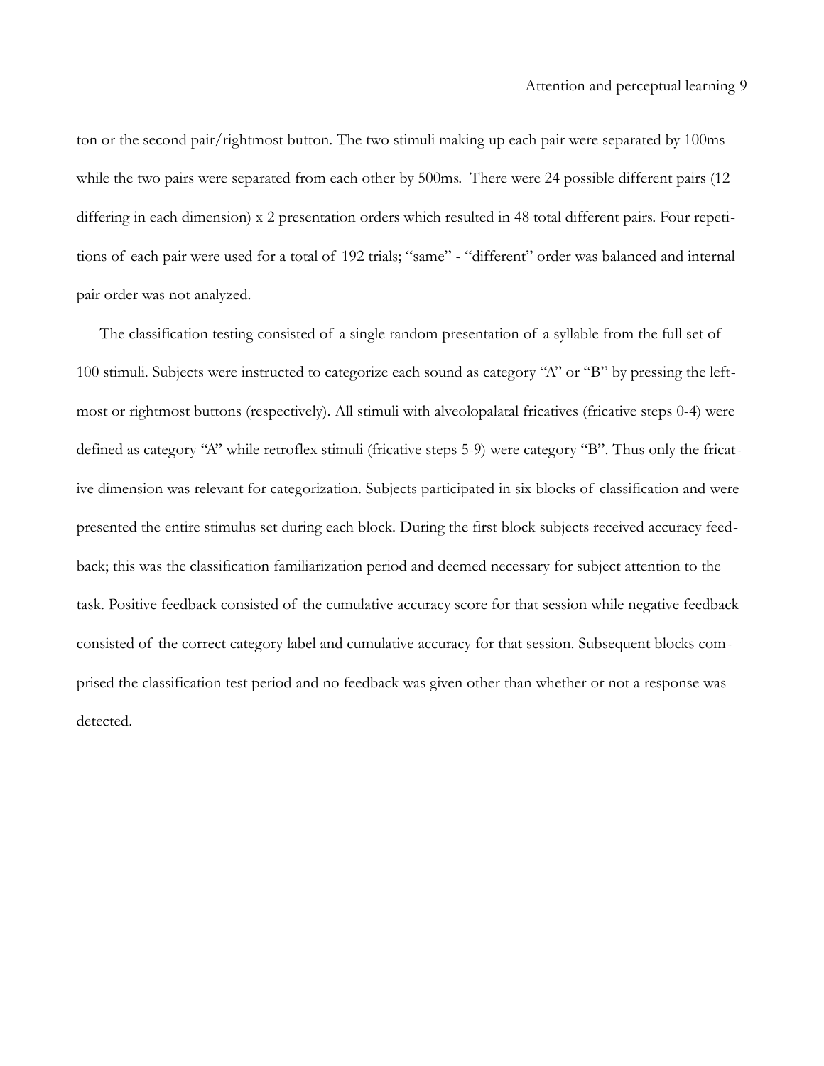ton or the second pair/rightmost button. The two stimuli making up each pair were separated by 100ms while the two pairs were separated from each other by 500ms. There were 24 possible different pairs (12 differing in each dimension) x 2 presentation orders which resulted in 48 total different pairs. Four repetitions of each pair were used for a total of 192 trials; "same" - "different" order was balanced and internal pair order was not analyzed.

The classification testing consisted of a single random presentation of a syllable from the full set of 100 stimuli. Subjects were instructed to categorize each sound as category "A" or "B" by pressing the leftmost or rightmost buttons (respectively). All stimuli with alveolopalatal fricatives (fricative steps 0-4) were defined as category "A" while retroflex stimuli (fricative steps 5-9) were category "B". Thus only the fricative dimension was relevant for categorization. Subjects participated in six blocks of classification and were presented the entire stimulus set during each block. During the first block subjects received accuracy feedback; this was the classification familiarization period and deemed necessary for subject attention to the task. Positive feedback consisted of the cumulative accuracy score for that session while negative feedback consisted of the correct category label and cumulative accuracy for that session. Subsequent blocks comprised the classification test period and no feedback was given other than whether or not a response was detected.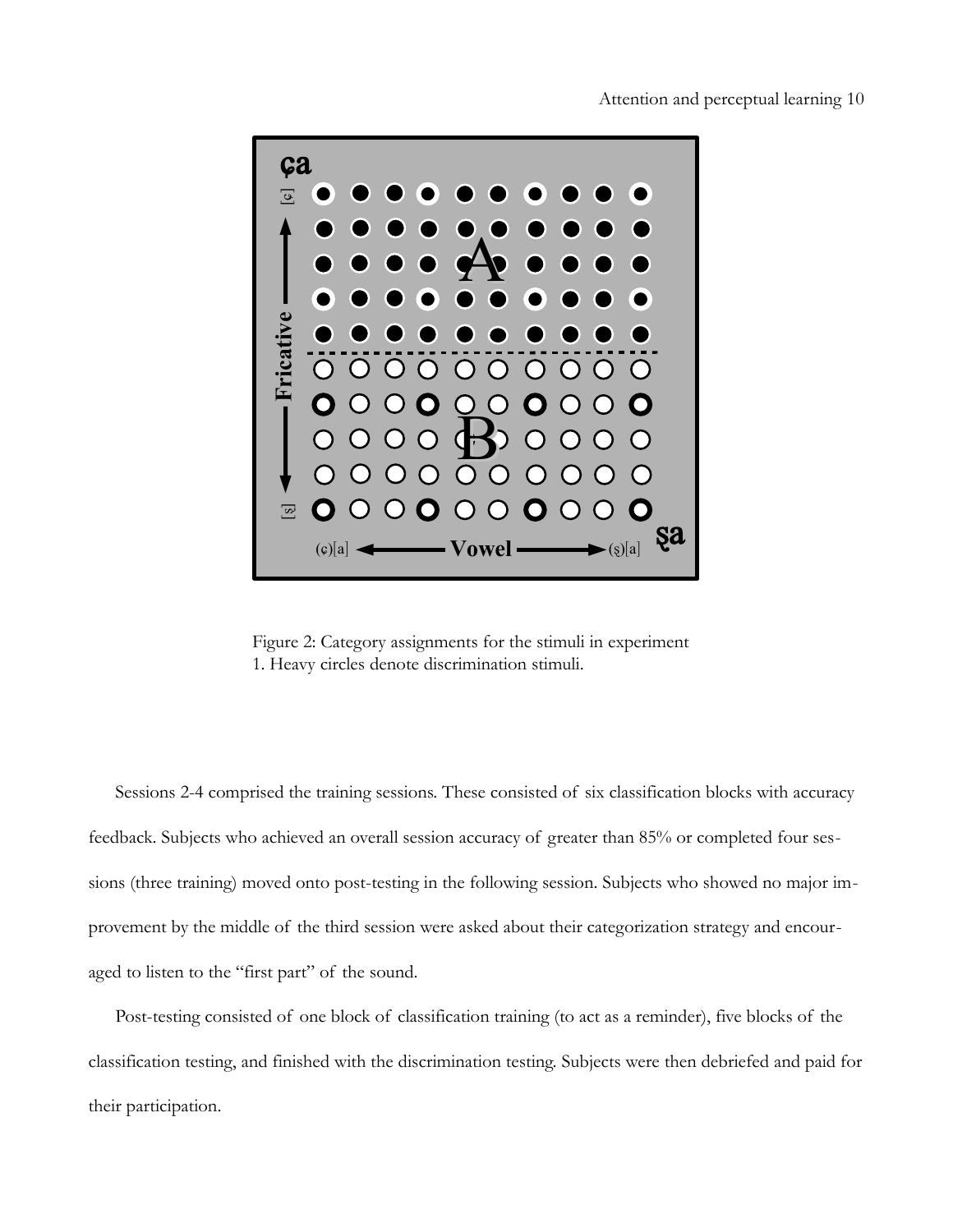Figure 2: Category assignments for the stimuli in experiment 1. Heavy circles denote discrimination stimuli.

Sessions 2-4 comprised the training sessions. These consisted of six classification blocks with accuracy feedback. Subjects who achieved an overall session accuracy of greater than 85% or completed four sessions (three training) moved onto post-testing in the following session. Subjects who showed no major improvement by the middle of the third session were asked about their categorization strategy and encouraged to listen to the "first part" of the sound.

Post-testing consisted of one block of classification training (to act as a reminder), five blocks of the classification testing, and finished with the discrimination testing. Subjects were then debriefed and paid for their participation.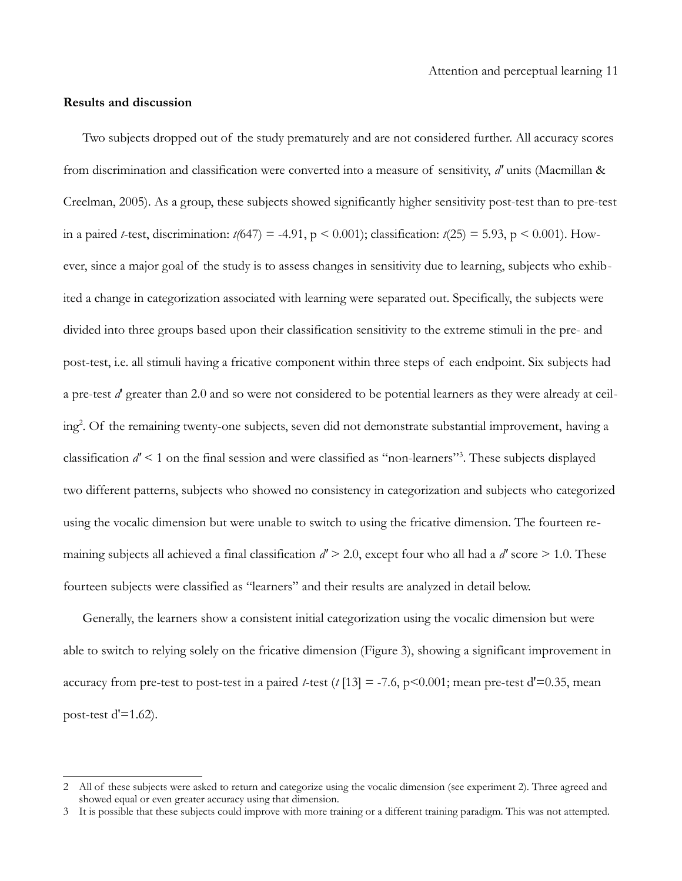**Results and discussion**

Two subjects dropped out of the study prematurely and are not considered further. All accuracy scores from discrimination and classification were converted into a measure of sensitivity, *d′* units (Macmillan & Creelman, 2005). As a group, these subjects showed significantly higher sensitivity post-test than to pre-test in a paired *t*-test, discrimination: $t(647) = -4.91$, $p < 0.001$); classification: $t(25) = 5.93$, $p < 0.001$). However, since a major goal of the study is to assess changes in sensitivity due to learning, subjects who exhibited a change in categorization associated with learning were separated out. Specifically, the subjects were divided into three groups based upon their classification sensitivity to the extreme stimuli in the pre- and post-test, i.e. all stimuli having a fricative component within three steps of each endpoint. Six subjects had a pre-test *d′* greater than 2.0 and so were not considered to be potential learners as they were already at ceiling[2]. Of the remaining twenty-one subjects, seven did not demonstrate substantial improvement, having a classification $d' < 1$ on the final session and were classified as "non-learners"[3]. These subjects displayed two different patterns, subjects who showed no consistency in categorization and subjects who categorized using the vocalic dimension but were unable to switch to using the fricative dimension. The fourteen remaining subjects all achieved a final classification $d' > 2.0$, except four who all had a $d'$ score $> 1.0$. These fourteen subjects were classified as "learners" and their results are analyzed in detail below.

Generally, the learners show a consistent initial categorization using the vocalic dimension but were able to switch to relying solely on the fricative dimension (Figure 3), showing a significant improvement in accuracy from pre-test to post-test in a paired *t*-test ($t$ [13] $= -7.6$, $p<0.001$; mean pre-test $d'=0.35$, mean post-test $d'=1.62$).

2 All of these subjects were asked to return and categorize using the vocalic dimension (see experiment 2). Three agreed and showed equal or even greater accuracy using that dimension.

3 It is possible that these subjects could improve with more training or a different training paradigm. This was not attempted.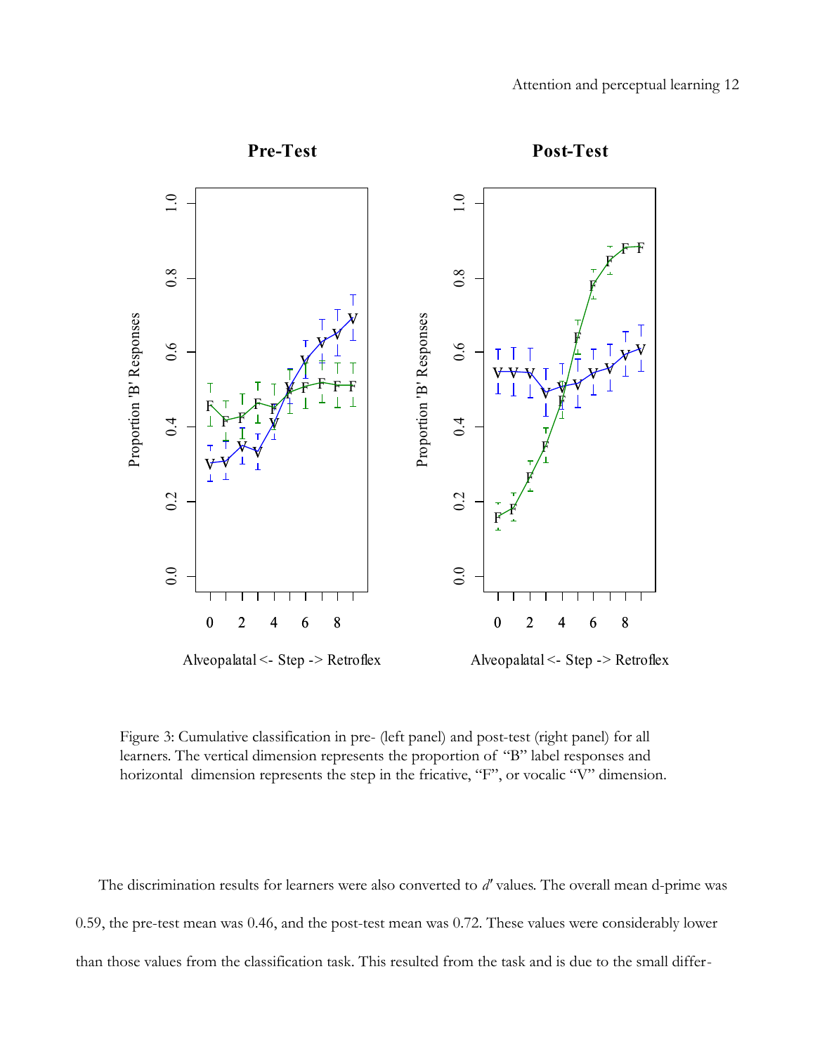Figure 3: Cumulative classification in pre- (left panel) and post-test (right panel) for all learners. The vertical dimension represents the proportion of "B" label responses and horizontal dimension represents the step in the fricative, "F", or vocalic "V" dimension.

The discrimination results for learners were also converted to *d'* values. The overall mean d-prime was 0.59, the pre-test mean was 0.46, and the post-test mean was 0.72. These values were considerably lower than those values from the classification task. This resulted from the task and is due to the small differ-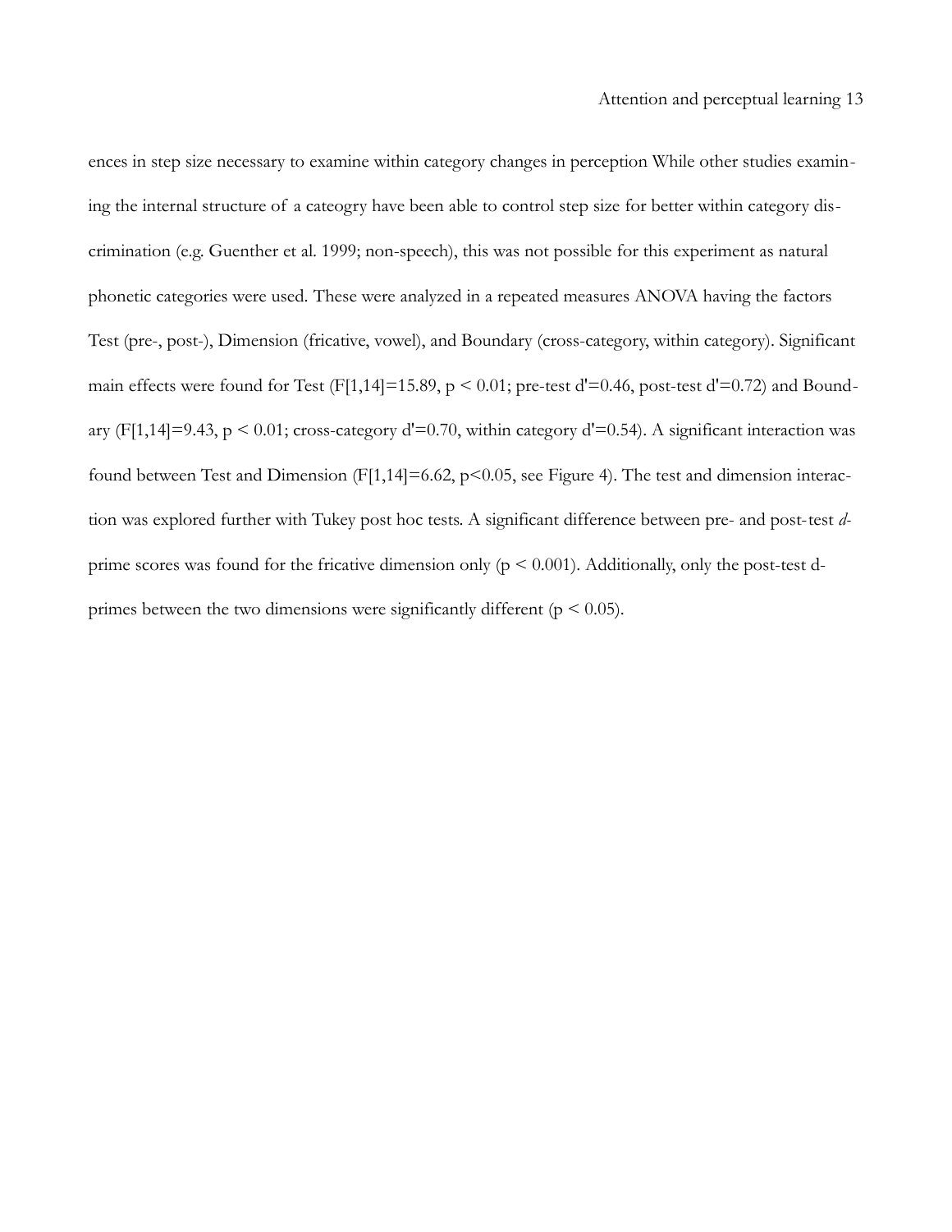ences in step size necessary to examine within category changes in perception While other studies examining the internal structure of a cateogry have been able to control step size for better within category discrimination (e.g. Guenther et al. 1999; non-speech), this was not possible for this experiment as natural phonetic categories were used. These were analyzed in a repeated measures ANOVA having the factors Test (pre-, post-), Dimension (fricative, vowel), and Boundary (cross-category, within category). Significant main effects were found for Test ($F[1,14]=15.89$, $p < 0.01$; pre-test $d'=0.46$, post-test $d'=0.72$) and Boundary ($F[1,14]=9.43$, $p < 0.01$; cross-category $d'=0.70$, within category $d'=0.54$). A significant interaction was found between Test and Dimension ($F[1,14]=6.62$, $p<0.05$, see Figure 4). The test and dimension interaction was explored further with Tukey post hoc tests. A significant difference between pre- and post-test *d*-prime scores was found for the fricative dimension only ($p < 0.001$). Additionally, only the post-test d-primes between the two dimensions were significantly different ($p < 0.05$).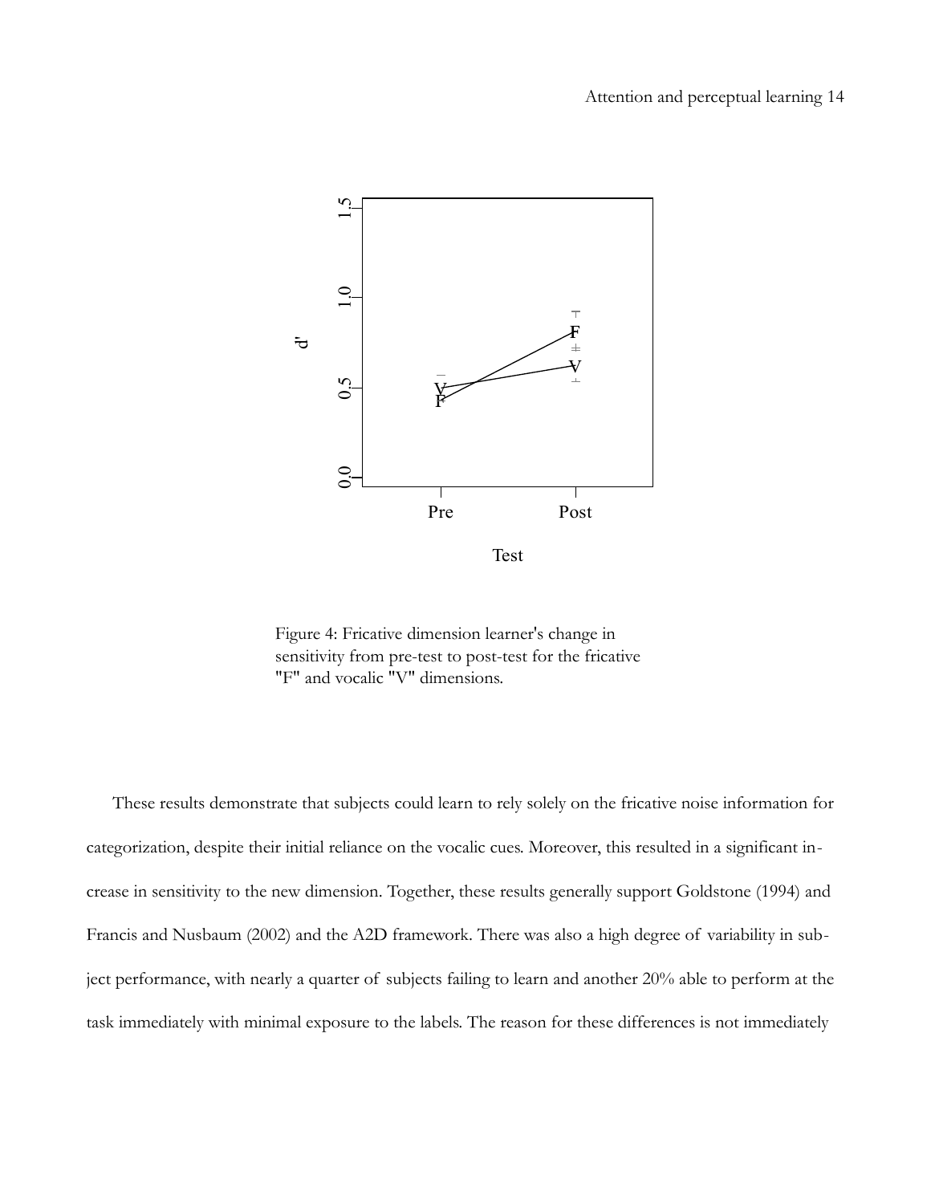Figure 4: Fricative dimension learner's change in sensitivity from pre-test to post-test for the fricative "F" and vocalic "V" dimensions.

These results demonstrate that subjects could learn to rely solely on the fricative noise information for categorization, despite their initial reliance on the vocalic cues. Moreover, this resulted in a significant increase in sensitivity to the new dimension. Together, these results generally support Goldstone (1994) and Francis and Nusbaum (2002) and the A2D framework. There was also a high degree of variability in subject performance, with nearly a quarter of subjects failing to learn and another 20% able to perform at the task immediately with minimal exposure to the labels. The reason for these differences is not immediately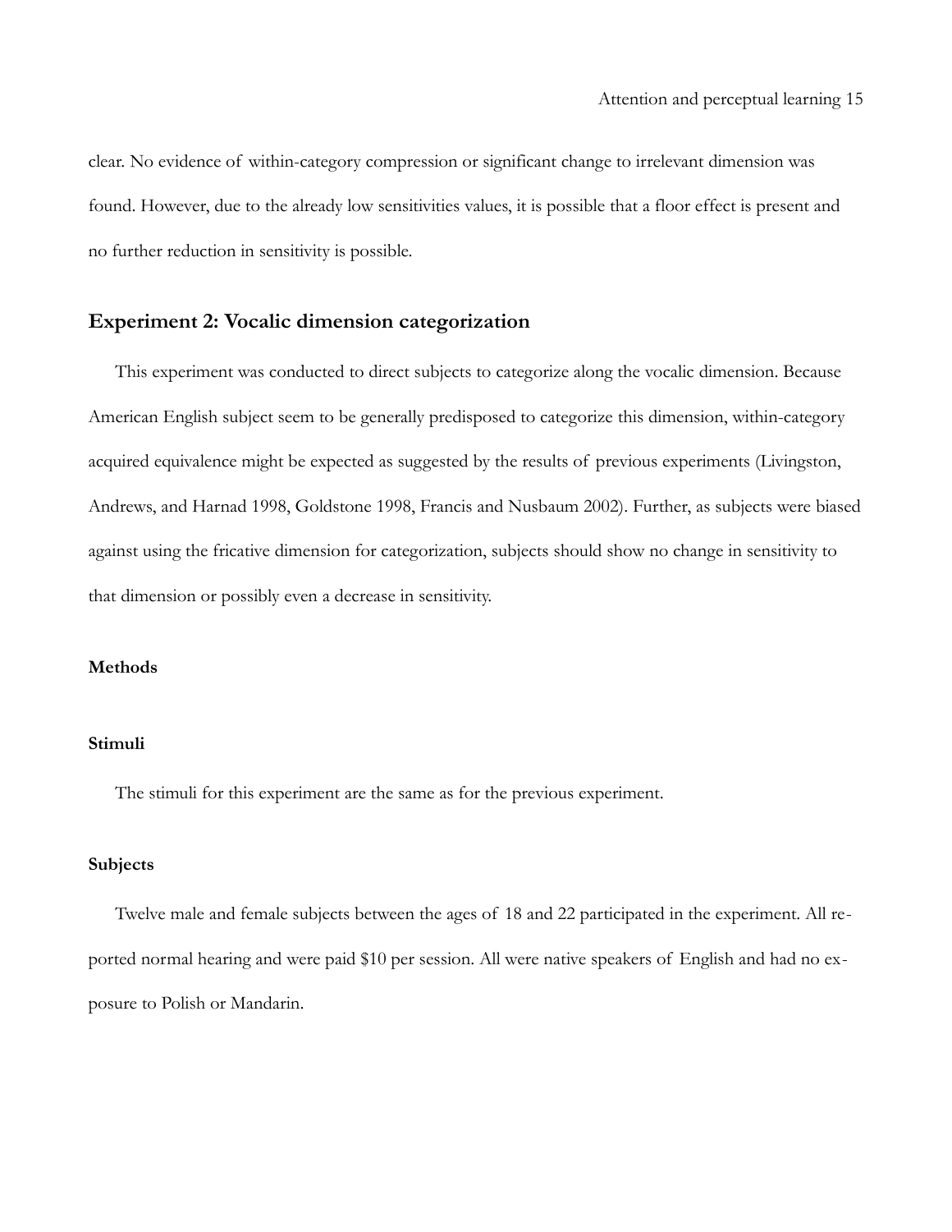clear. No evidence of within-category compression or significant change to irrelevant dimension was found. However, due to the already low sensitivities values, it is possible that a floor effect is present and no further reduction in sensitivity is possible.

## Experiment 2: Vocalic dimension categorization

This experiment was conducted to direct subjects to categorize along the vocalic dimension. Because American English subject seem to be generally predisposed to categorize this dimension, within-category acquired equivalence might be expected as suggested by the results of previous experiments (Livingston, Andrews, and Harnad 1998, Goldstone 1998, Francis and Nusbaum 2002). Further, as subjects were biased against using the fricative dimension for categorization, subjects should show no change in sensitivity to that dimension or possibly even a decrease in sensitivity.

### Methods

#### Stimuli

The stimuli for this experiment are the same as for the previous experiment.

#### Subjects

Twelve male and female subjects between the ages of 18 and 22 participated in the experiment. All reported normal hearing and were paid $10 per session. All were native speakers of English and had no exposure to Polish or Mandarin.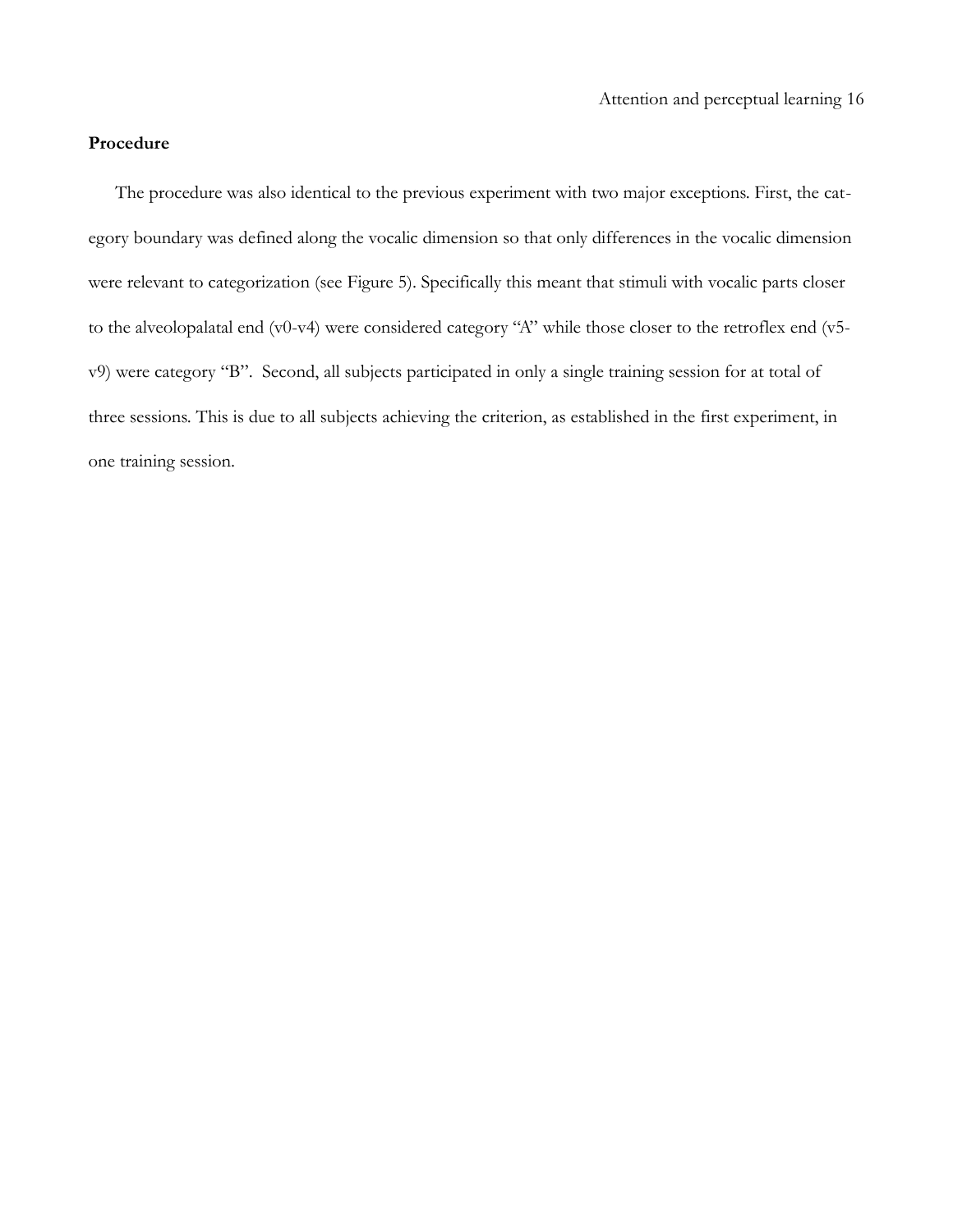**Procedure**

The procedure was also identical to the previous experiment with two major exceptions. First, the category boundary was defined along the vocalic dimension so that only differences in the vocalic dimension were relevant to categorization (see Figure 5). Specifically this meant that stimuli with vocalic parts closer to the alveolopalatal end (v0-v4) were considered category "A" while those closer to the retroflex end (v5-v9) were category "B". Second, all subjects participated in only a single training session for at total of three sessions. This is due to all subjects achieving the criterion, as established in the first experiment, in one training session.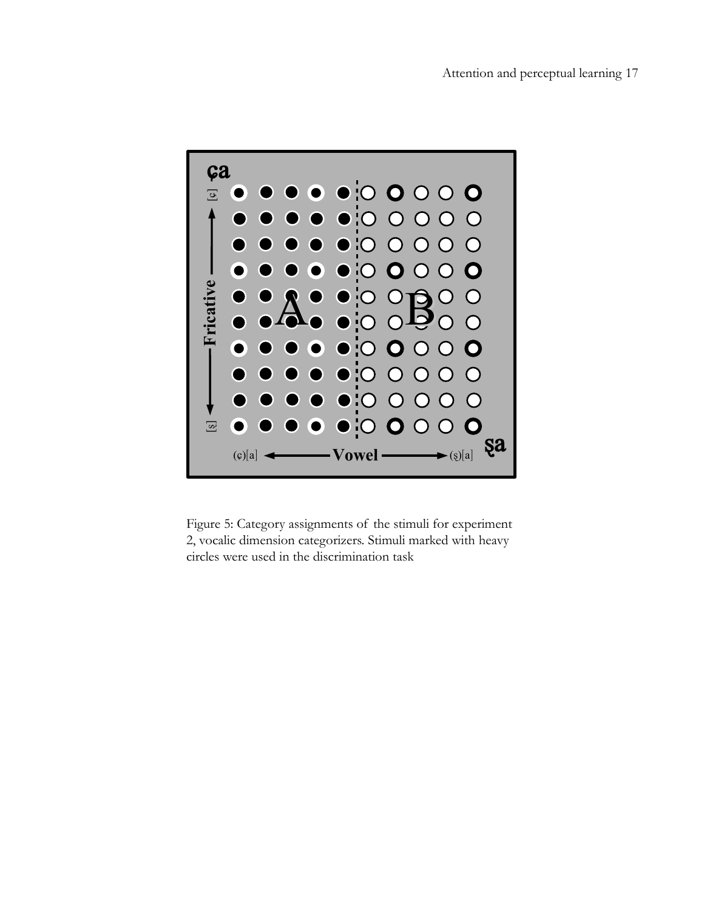Figure 5: Category assignments of the stimuli for experiment 2, vocalic dimension categorizers. Stimuli marked with heavy circles were used in the discrimination task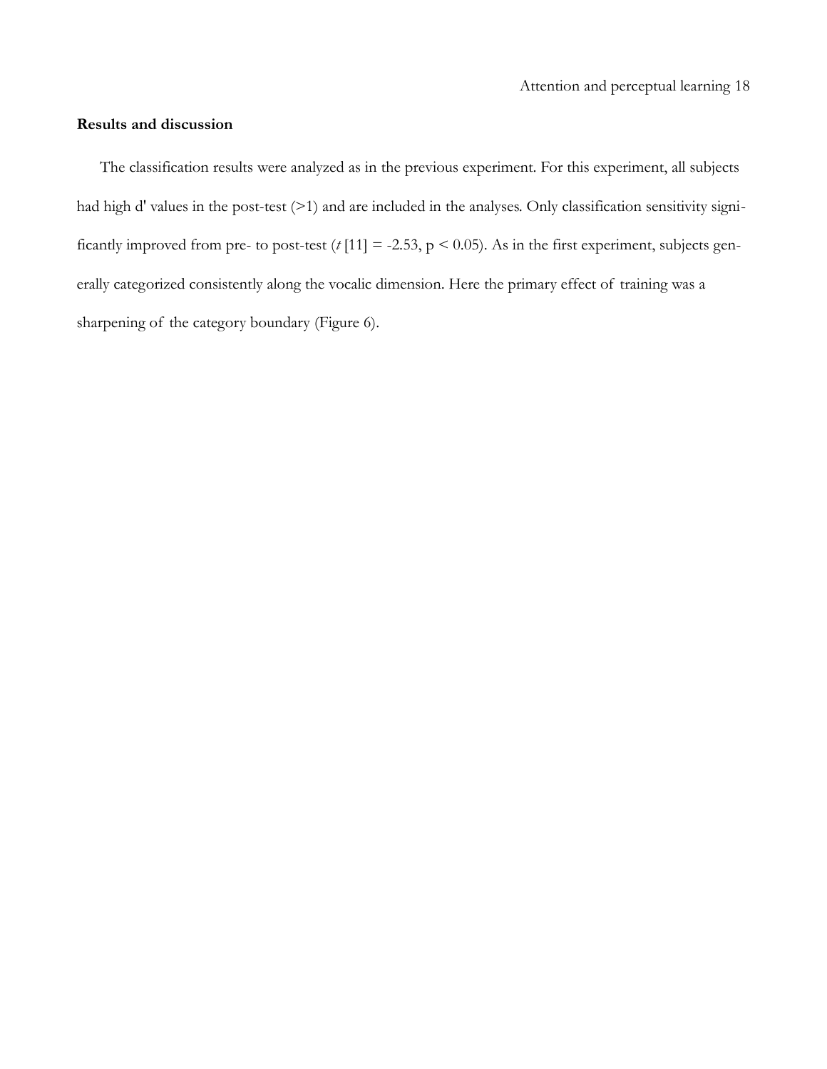**Results and discussion**

The classification results were analyzed as in the previous experiment. For this experiment, all subjects had high d' values in the post-test (>1) and are included in the analyses. Only classification sensitivity significantly improved from pre- to post-test ($t\,[11] = -2.53$, $p < 0.05$). As in the first experiment, subjects generally categorized consistently along the vocalic dimension. Here the primary effect of training was a sharpening of the category boundary (Figure 6).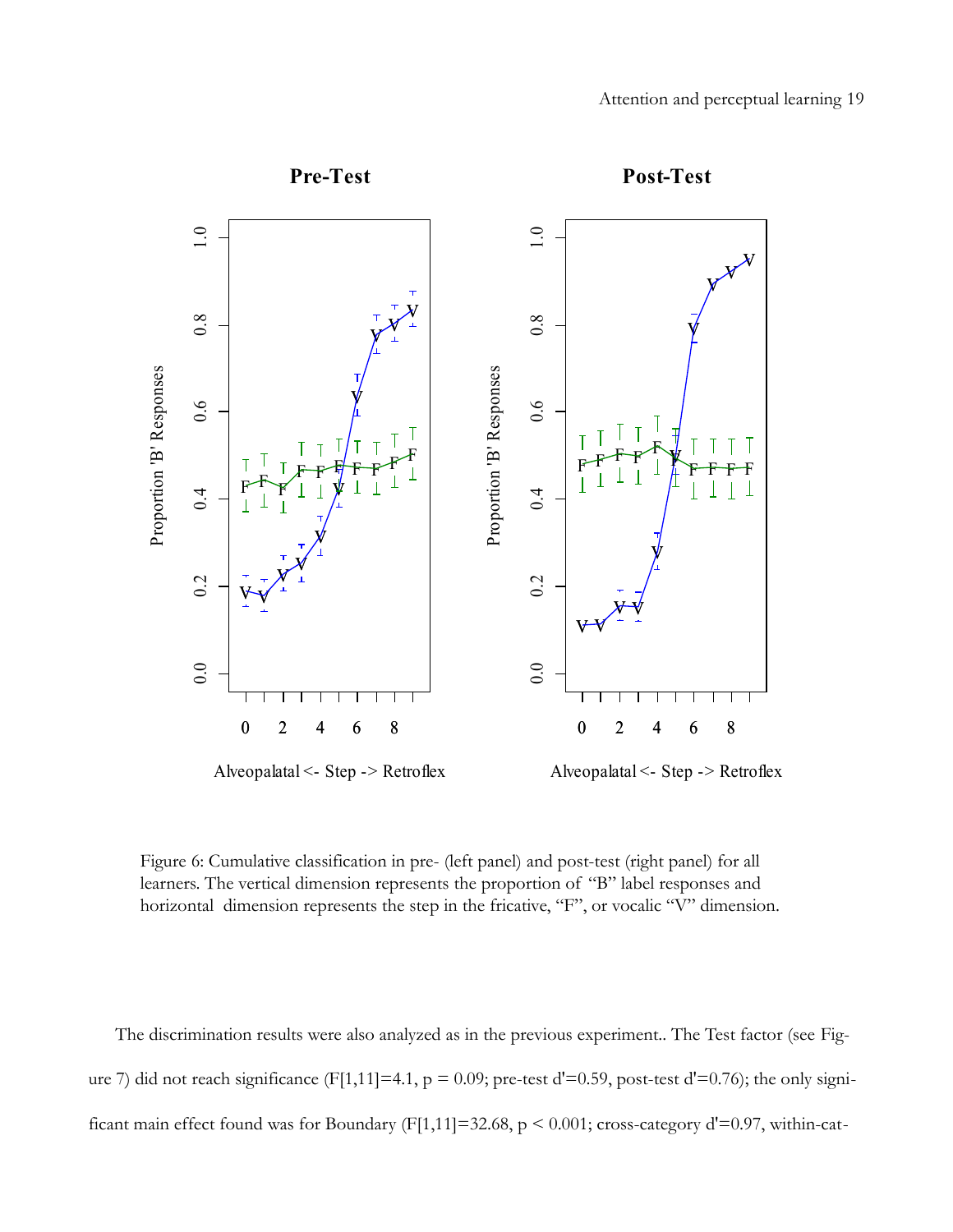Figure 6: Cumulative classification in pre- (left panel) and post-test (right panel) for all learners. The vertical dimension represents the proportion of "B" label responses and horizontal dimension represents the step in the fricative, "F", or vocalic "V" dimension.

The discrimination results were also analyzed as in the previous experiment.. The Test factor (see Figure 7) did not reach significance ($F[1,11]=4.1$, $p = 0.09$; pre-test d'=0.59, post-test d'=0.76); the only significant main effect found was for Boundary ($F[1,11]=32.68$, $p < 0.001$; cross-category d'=0.97, within-cat-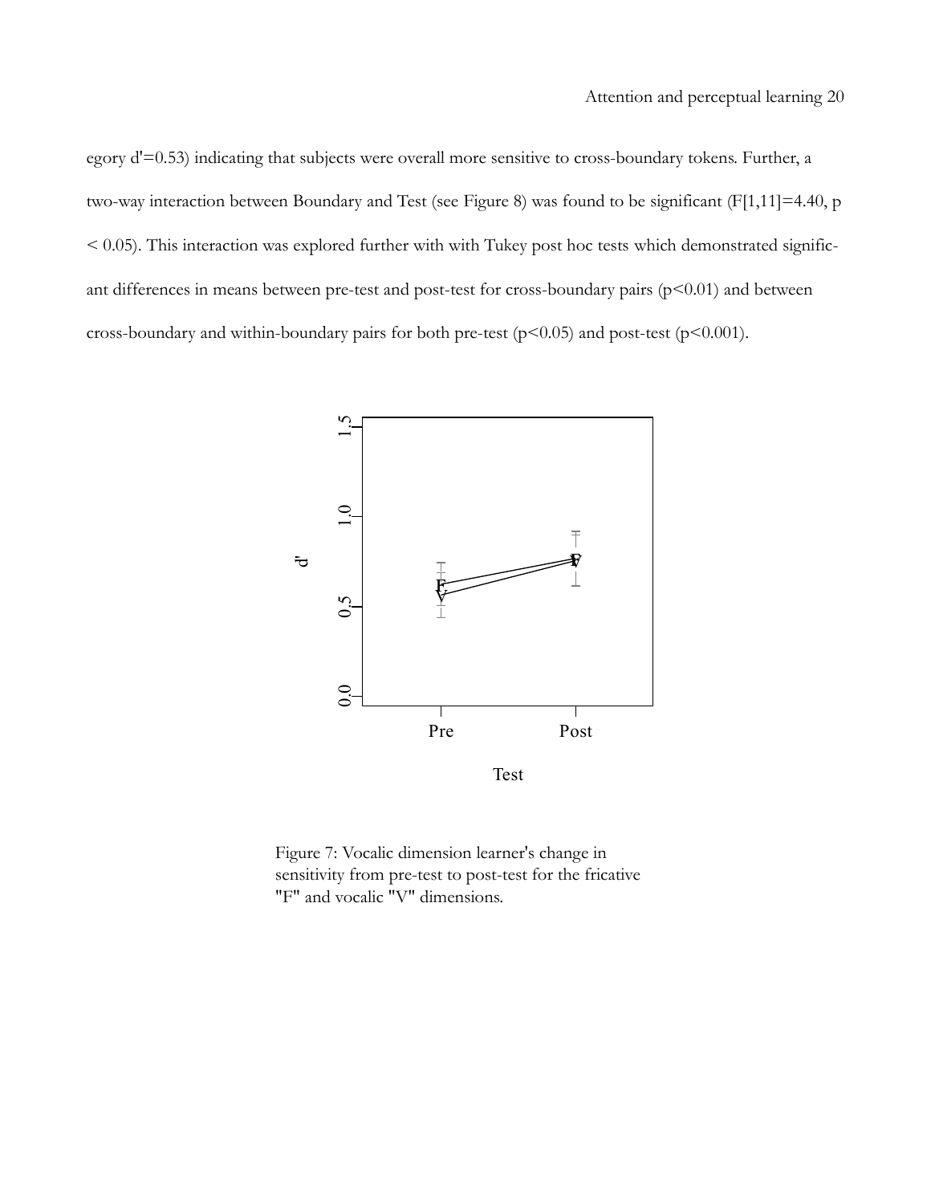egory d'=0.53) indicating that subjects were overall more sensitive to cross-boundary tokens. Further, a two-way interaction between Boundary and Test (see Figure 8) was found to be significant ($F[1,11]=4.40$, $p < 0.05$). This interaction was explored further with with Tukey post hoc tests which demonstrated significant differences in means between pre-test and post-test for cross-boundary pairs ($p<0.01$) and between cross-boundary and within-boundary pairs for both pre-test ($p<0.05$) and post-test ($p<0.001$).

Figure 7: Vocalic dimension learner's change in sensitivity from pre-test to post-test for the fricative "F" and vocalic "V" dimensions.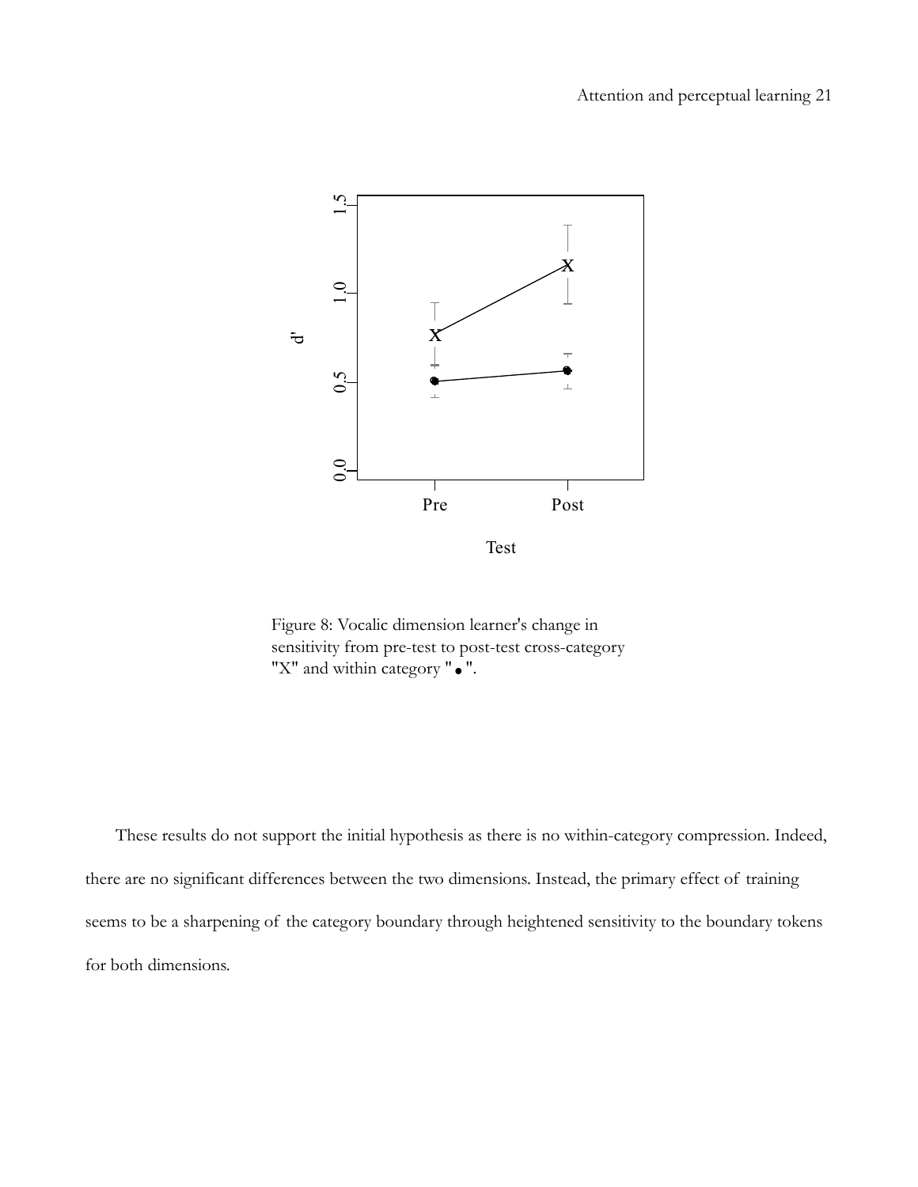Figure 8: Vocalic dimension learner's change in sensitivity from pre-test to post-test cross-category "X" and within category "●".

These results do not support the initial hypothesis as there is no within-category compression. Indeed, there are no significant differences between the two dimensions. Instead, the primary effect of training seems to be a sharpening of the category boundary through heightened sensitivity to the boundary tokens for both dimensions.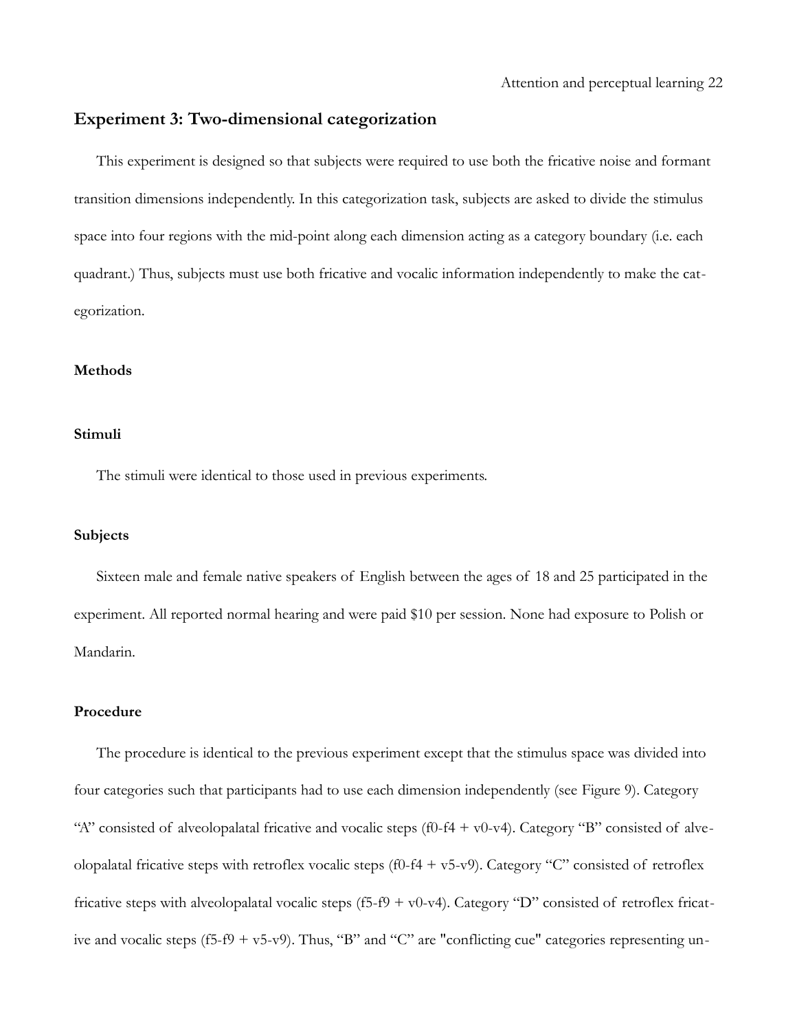## Experiment 3: Two-dimensional categorization

This experiment is designed so that subjects were required to use both the fricative noise and formant transition dimensions independently. In this categorization task, subjects are asked to divide the stimulus space into four regions with the mid-point along each dimension acting as a category boundary (i.e. each quadrant.) Thus, subjects must use both fricative and vocalic information independently to make the categorization.

### Methods

#### Stimuli

The stimuli were identical to those used in previous experiments.

#### Subjects

Sixteen male and female native speakers of English between the ages of 18 and 25 participated in the experiment. All reported normal hearing and were paid $10 per session. None had exposure to Polish or Mandarin.

#### Procedure

The procedure is identical to the previous experiment except that the stimulus space was divided into four categories such that participants had to use each dimension independently (see Figure 9). Category "A" consisted of alveolopalatal fricative and vocalic steps (f0-f4 + v0-v4). Category "B" consisted of alveolopalatal fricative steps with retroflex vocalic steps (f0-f4 + v5-v9). Category "C" consisted of retroflex fricative steps with alveolopalatal vocalic steps (f5-f9 + v0-v4). Category "D" consisted of retroflex fricative and vocalic steps (f5-f9 + v5-v9). Thus, "B" and "C" are "conflicting cue" categories representing un-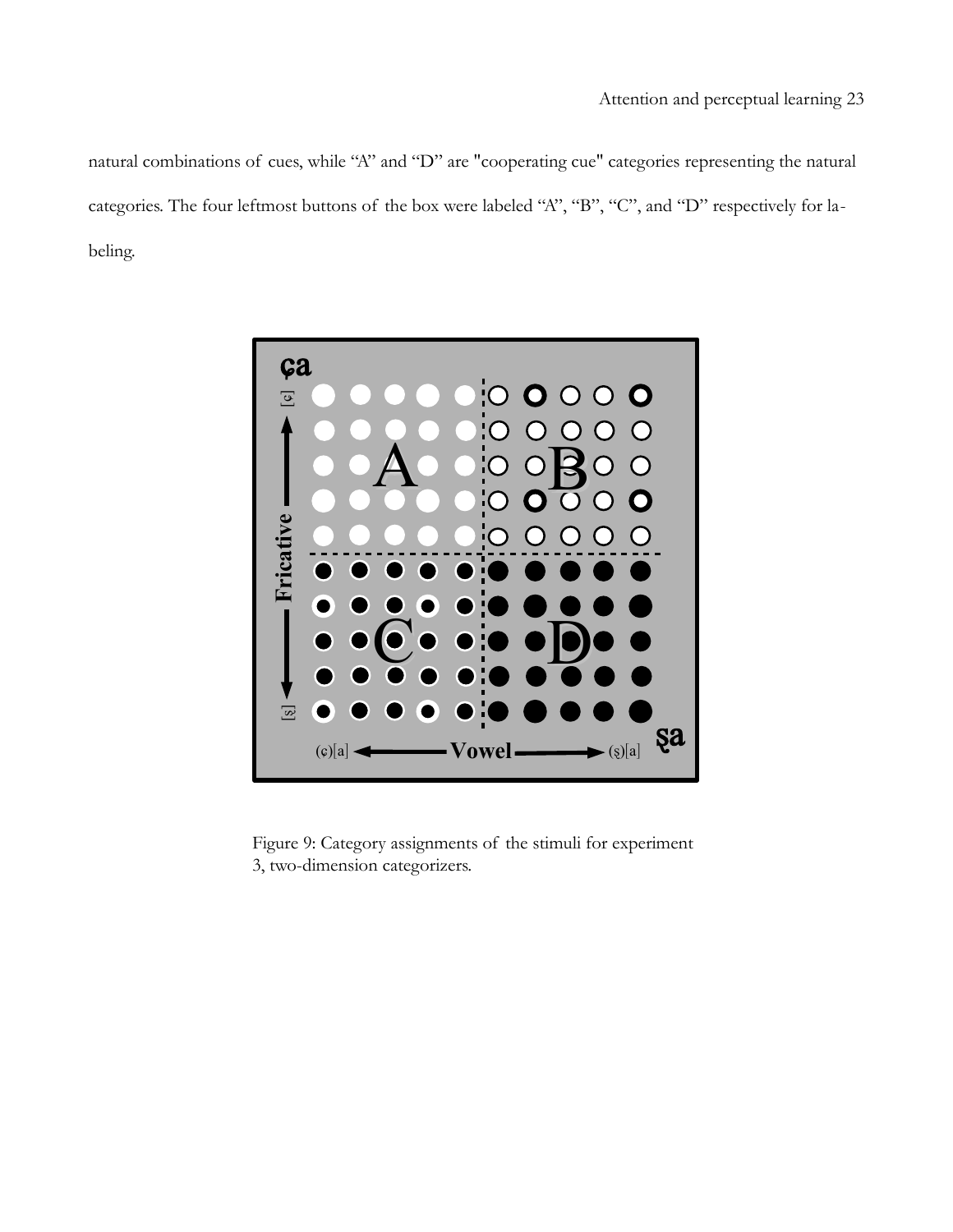natural combinations of cues, while "A" and "D" are "cooperating cue" categories representing the natural categories. The four leftmost buttons of the box were labeled "A", "B", "C", and "D" respectively for labeling.

Figure 9: Category assignments of the stimuli for experiment 3, two-dimension categorizers.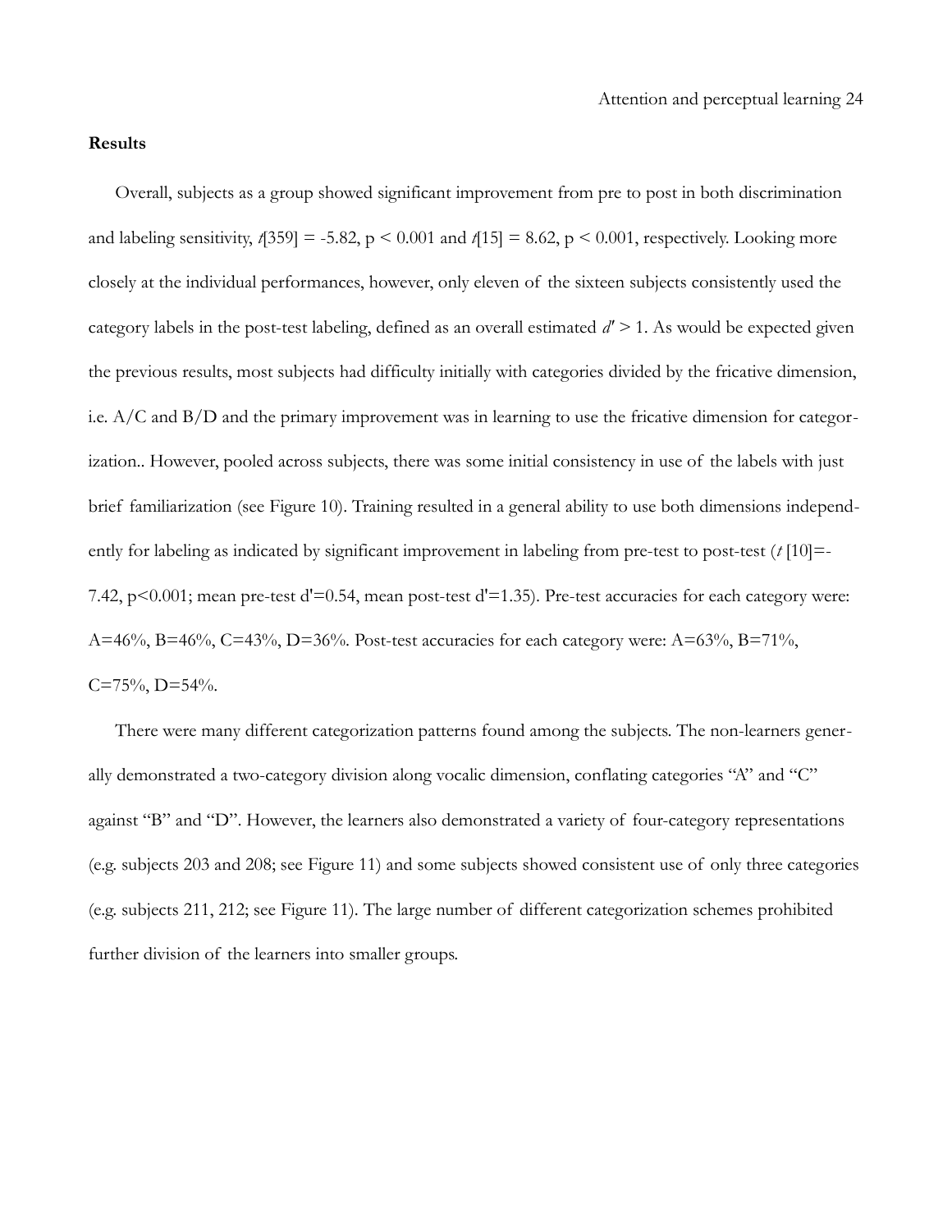**Results**

Overall, subjects as a group showed significant improvement from pre to post in both discrimination and labeling sensitivity, $t[359] = -5.82$, $p < 0.001$ and $t[15] = 8.62$, $p < 0.001$, respectively. Looking more closely at the individual performances, however, only eleven of the sixteen subjects consistently used the category labels in the post-test labeling, defined as an overall estimated $d' > 1$. As would be expected given the previous results, most subjects had difficulty initially with categories divided by the fricative dimension, i.e. A/C and B/D and the primary improvement was in learning to use the fricative dimension for categorization.. However, pooled across subjects, there was some initial consistency in use of the labels with just brief familiarization (see Figure 10). Training resulted in a general ability to use both dimensions independently for labeling as indicated by significant improvement in labeling from pre-test to post-test ($t[10]=-7.42$, $p<0.001$; mean pre-test $d'=0.54$, mean post-test $d'=1.35$). Pre-test accuracies for each category were: A=46%, B=46%, C=43%, D=36%. Post-test accuracies for each category were: A=63%, B=71%, C=75%, D=54%.

There were many different categorization patterns found among the subjects. The non-learners generally demonstrated a two-category division along vocalic dimension, conflating categories "A" and "C" against "B" and "D". However, the learners also demonstrated a variety of four-category representations (e.g. subjects 203 and 208; see Figure 11) and some subjects showed consistent use of only three categories (e.g. subjects 211, 212; see Figure 11). The large number of different categorization schemes prohibited further division of the learners into smaller groups.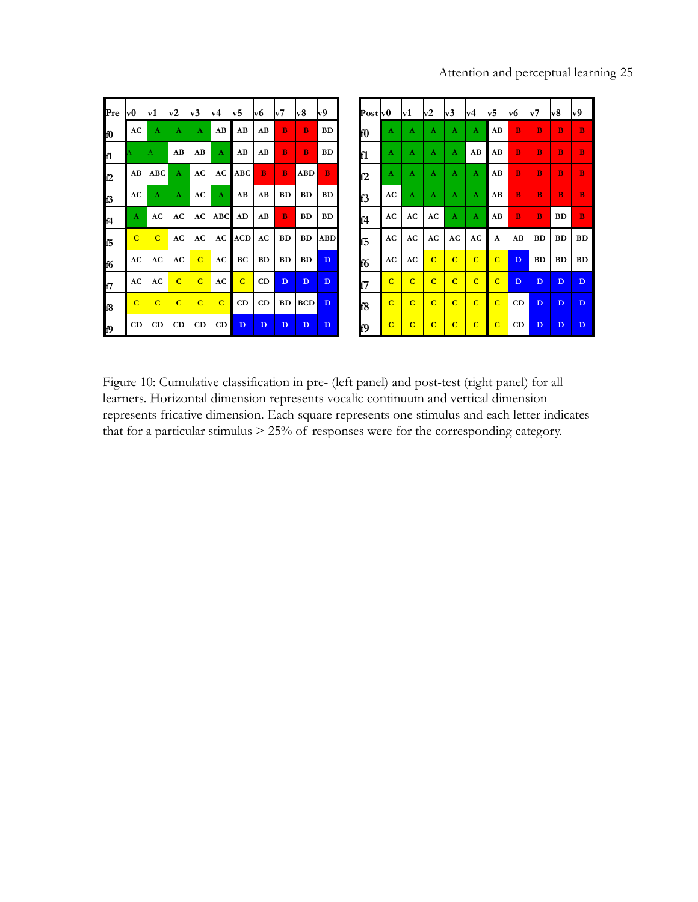| Pre | v0 | v1 | v2 | v3 | v4 | v5 | v6 | v7 | v8 | v9 |
|---|---|---|---|---|---|---|---|---|---|---|
| f0 | AC | A | A | A | AB | AB | AB | B | B | BD |
| f1 | A | A | AB | AB | A | AB | AB | B | B | BD |
| f2 | AB | ABC | A | AC | AC | ABC | B | B | ABD | B |
| f3 | AC | A | A | AC | A | AB | AB | BD | BD | BD |
| f4 | A | AC | AC | AC | ABC | AD | AB | B | BD | BD |
| f5 | C | C | AC | AC | AC | ACD | AC | BD | BD | ABD |
| f6 | AC | AC | AC | C | AC | BC | BD | BD | BD | D |
| f7 | AC | AC | C | C | AC | C | CD | D | D | D |
| f8 | C | C | C | C | C | CD | CD | BD | BCD | D |
| f9 | CD | CD | CD | CD | CD | D | D | D | D | D |

| Post | v0 | v1 | v2 | v3 | v4 | v5 | v6 | v7 | v8 | v9 |
|---|---|---|---|---|---|---|---|---|---|---|
| f0 | A | A | A | A | A | AB | B | B | B | B |
| f1 | A | A | A | A | AB | AB | B | B | B | B |
| f2 | A | A | A | A | A | AB | B | B | B | B |
| f3 | AC | A | A | A | A | AB | B | B | B | B |
| f4 | AC | AC | AC | A | A | AB | B | B | BD | B |
| f5 | AC | AC | AC | AC | AC | A | AB | BD | BD | BD |
| f6 | AC | AC | C | C | C | C | D | BD | BD | BD |
| f7 | C | C | C | C | C | C | D | D | D | D |
| f8 | C | C | C | C | C | C | CD | D | D | D |
| f9 | C | C | C | C | C | C | CD | D | D | D |

Figure 10: Cumulative classification in pre- (left panel) and post-test (right panel) for all learners. Horizontal dimension represents vocalic continuum and vertical dimension represents fricative dimension. Each square represents one stimulus and each letter indicates that for a particular stimulus > 25% of responses were for the corresponding category.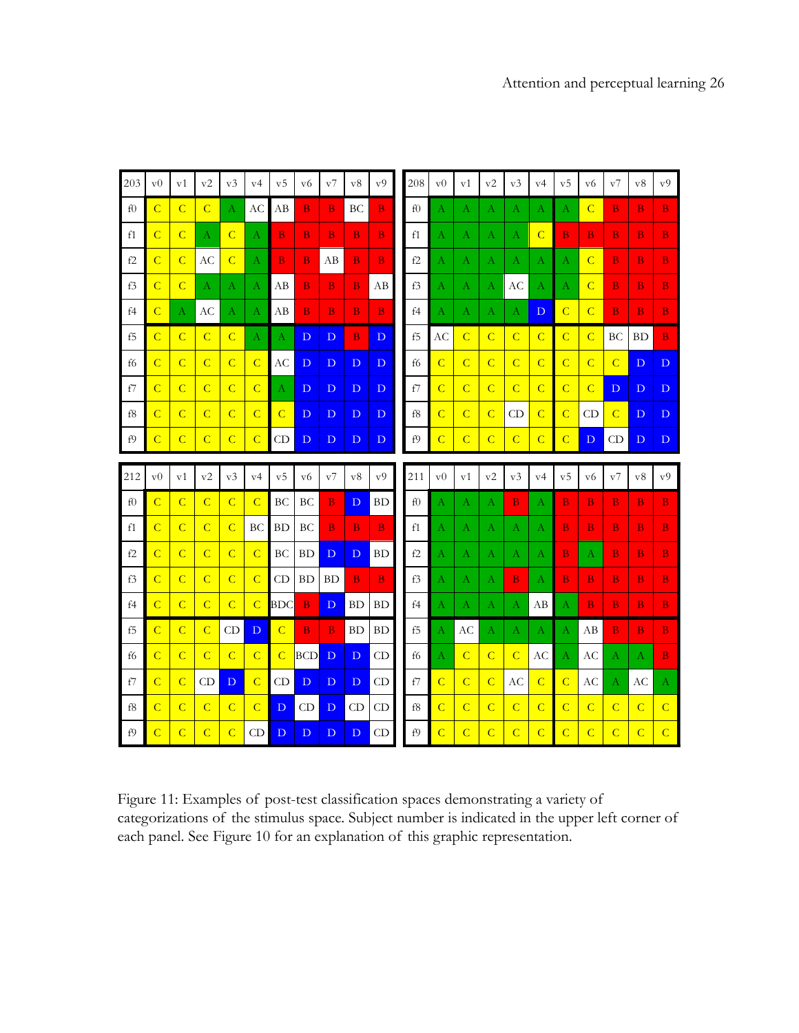| 203 | v0 | v1 | v2 | v3 | v4 | v5 | v6 | v7 | v8 | v9 |
|---|---|---|---|---|---|---|---|---|---|---|
| f0 | C | C | C | A | AC | AB | B | B | BC | B |
| f1 | C | C | A | C | A | B | B | B | B | B |
| f2 | C | C | AC | C | A | B | B | AB | B | B |
| f3 | C | C | A | A | A | AB | B | B | B | AB |
| f4 | C | A | AC | A | A | AB | B | B | B | B |
| f5 | C | C | C | C | A | A | D | D | B | D |
| f6 | C | C | C | C | C | AC | D | D | D | D |
| f7 | C | C | C | C | C | A | D | D | D | D |
| f8 | C | C | C | C | C | C | D | D | D | D |
| f9 | C | C | C | C | C | CD | D | D | D | D |

| 208 | v0 | v1 | v2 | v3 | v4 | v5 | v6 | v7 | v8 | v9 |
|---|---|---|---|---|---|---|---|---|---|---|
| f0 | A | A | A | A | A | A | C | B | B | B |
| f1 | A | A | A | A | C | B | B | B | B | B |
| f2 | A | A | A | A | A | A | C | B | B | B |
| f3 | A | A | A | AC | A | A | C | B | B | B |
| f4 | A | A | A | A | D | C | C | B | B | B |
| f5 | AC | C | C | C | C | C | C | BC | BD | B |
| f6 | C | C | C | C | C | C | C | C | D | D |
| f7 | C | C | C | C | C | C | C | D | D | D |
| f8 | C | C | C | CD | C | C | CD | C | D | D |
| f9 | C | C | C | C | C | C | D | CD | D | D |

| 212 | v0 | v1 | v2 | v3 | v4 | v5 | v6 | v7 | v8 | v9 |
|---|---|---|---|---|---|---|---|---|---|---|
| f0 | C | C | C | C | C | BC | BC | B | D | BD |
| f1 | C | C | C | C | BC | BD | BC | B | B | B |
| f2 | C | C | C | C | C | BC | BD | D | D | BD |
| f3 | C | C | C | C | C | CD | BD | BD | B | B |
| f4 | C | C | C | C | C | BDC | B | D | BD | BD |
| f5 | C | C | C | CD | D | C | B | B | BD | BD |
| f6 | C | C | C | C | C | C | BCD | D | D | CD |
| f7 | C | C | CD | D | C | CD | D | D | D | CD |
| f8 | C | C | C | C | C | D | CD | D | CD | CD |
| f9 | C | C | C | C | CD | D | D | D | D | CD |

| 211 | v0 | v1 | v2 | v3 | v4 | v5 | v6 | v7 | v8 | v9 |
|---|---|---|---|---|---|---|---|---|---|---|
| f0 | A | A | A | B | A | B | B | B | B | B |
| f1 | A | A | A | A | A | B | B | B | B | B |
| f2 | A | A | A | A | A | B | A | B | B | B |
| f3 | A | A | A | B | A | B | B | B | B | B |
| f4 | A | A | A | A | AB | A | B | B | B | B |
| f5 | A | AC | A | A | A | A | AB | B | B | B |
| f6 | A | C | C | C | AC | A | AC | A | A | B |
| f7 | C | C | C | AC | C | C | AC | A | AC | A |
| f8 | C | C | C | C | C | C | C | C | C | C |
| f9 | C | C | C | C | C | C | C | C | C | C |

Figure 11: Examples of post-test classification spaces demonstrating a variety of categorizations of the stimulus space. Subject number is indicated in the upper left corner of each panel. See Figure 10 for an explanation of this graphic representation.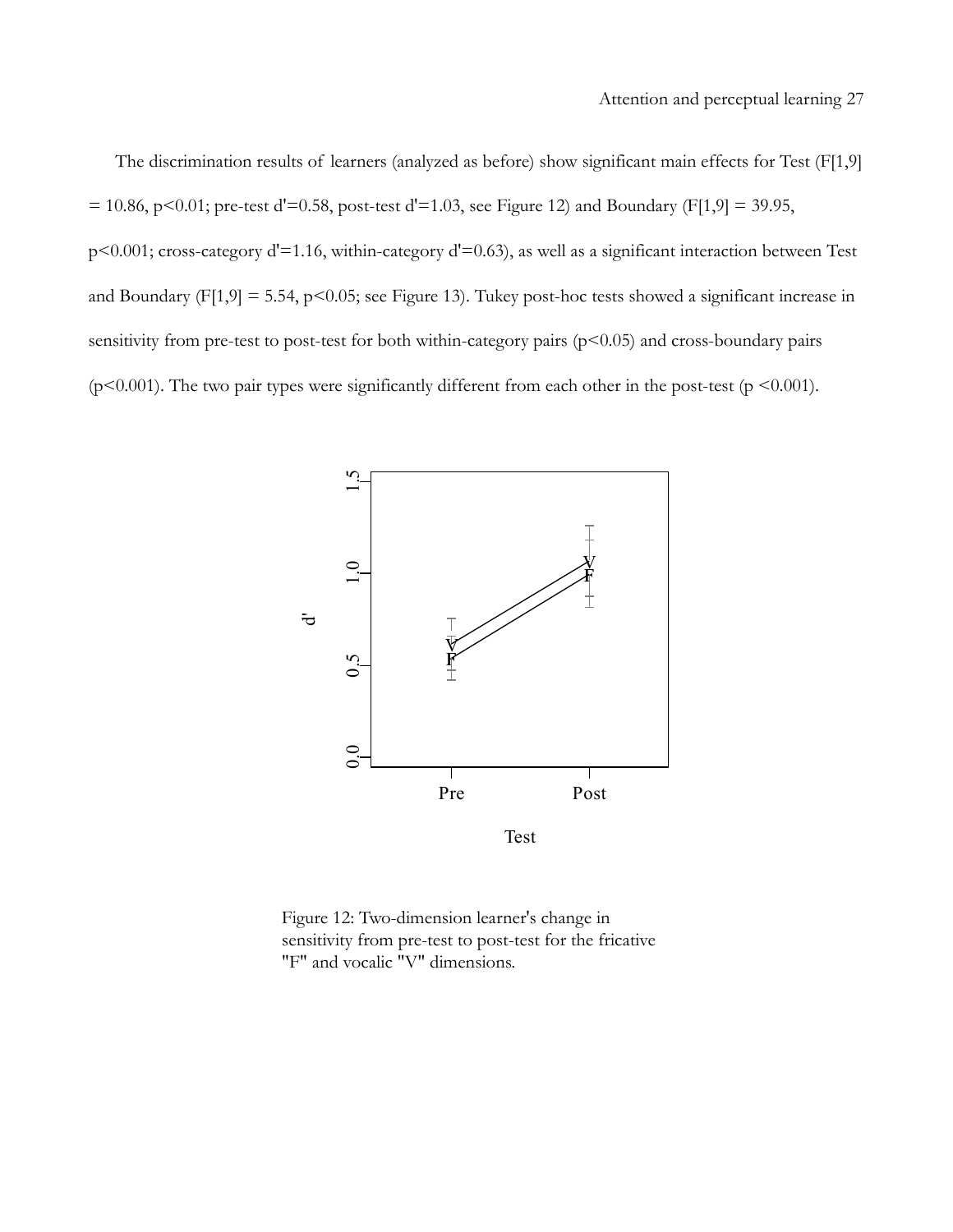The discrimination results of learners (analyzed as before) show significant main effects for Test ($F[1,9] = 10.86$, $p<0.01$; pre-test d'=0.58, post-test d'=1.03, see Figure 12) and Boundary ($F[1,9] = 39.95$, $p<0.001$; cross-category d'=1.16, within-category d'=0.63), as well as a significant interaction between Test and Boundary ($F[1,9] = 5.54$, $p<0.05$; see Figure 13). Tukey post-hoc tests showed a significant increase in sensitivity from pre-test to post-test for both within-category pairs ($p<0.05$) and cross-boundary pairs ($p<0.001$). The two pair types were significantly different from each other in the post-test ($p <0.001$).

Figure 12: Two-dimension learner's change in sensitivity from pre-test to post-test for the fricative "F" and vocalic "V" dimensions.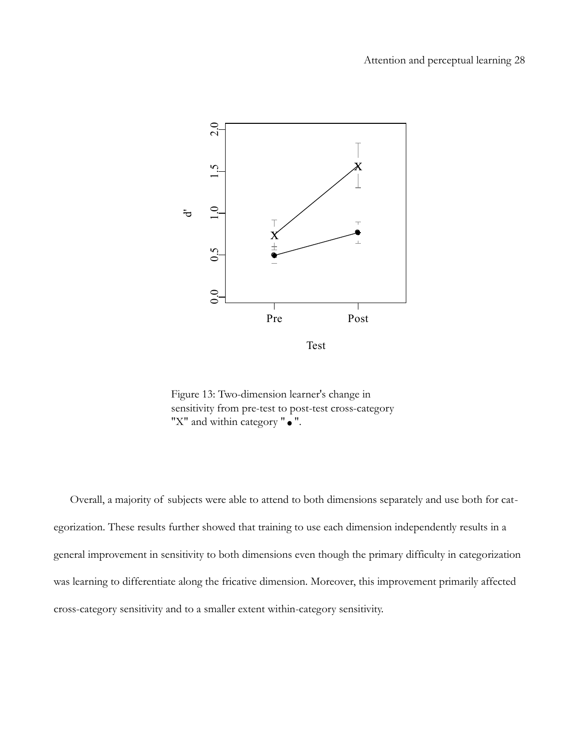Figure 13: Two-dimension learner's change in sensitivity from pre-test to post-test cross-category "X" and within category "●".

Overall, a majority of subjects were able to attend to both dimensions separately and use both for categorization. These results further showed that training to use each dimension independently results in a general improvement in sensitivity to both dimensions even though the primary difficulty in categorization was learning to differentiate along the fricative dimension. Moreover, this improvement primarily affected cross-category sensitivity and to a smaller extent within-category sensitivity.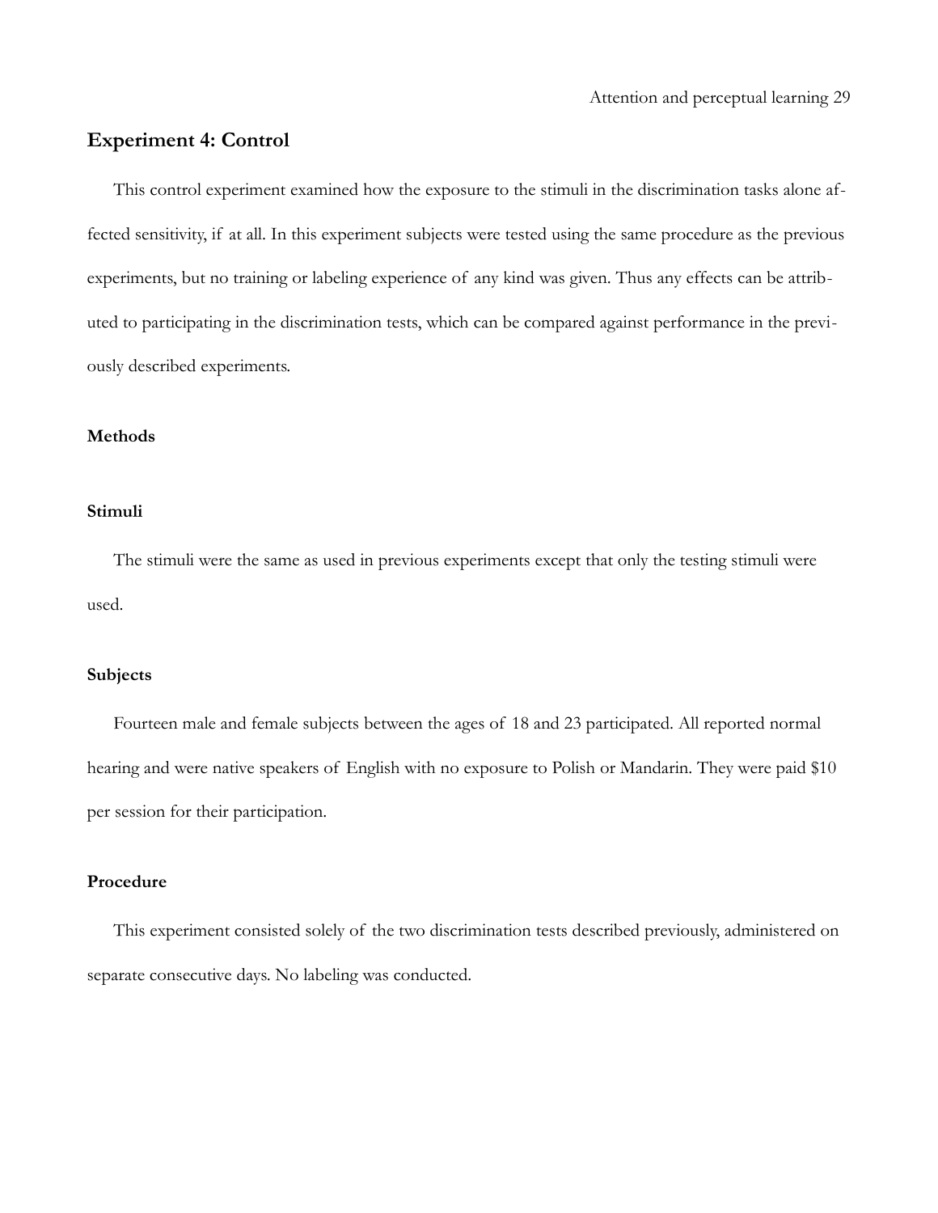## Experiment 4: Control

This control experiment examined how the exposure to the stimuli in the discrimination tasks alone affected sensitivity, if at all. In this experiment subjects were tested using the same procedure as the previous experiments, but no training or labeling experience of any kind was given. Thus any effects can be attributed to participating in the discrimination tests, which can be compared against performance in the previously described experiments.

### Methods

#### Stimuli

The stimuli were the same as used in previous experiments except that only the testing stimuli were used.

#### Subjects

Fourteen male and female subjects between the ages of 18 and 23 participated. All reported normal hearing and were native speakers of English with no exposure to Polish or Mandarin. They were paid $10 per session for their participation.

#### Procedure

This experiment consisted solely of the two discrimination tests described previously, administered on separate consecutive days. No labeling was conducted.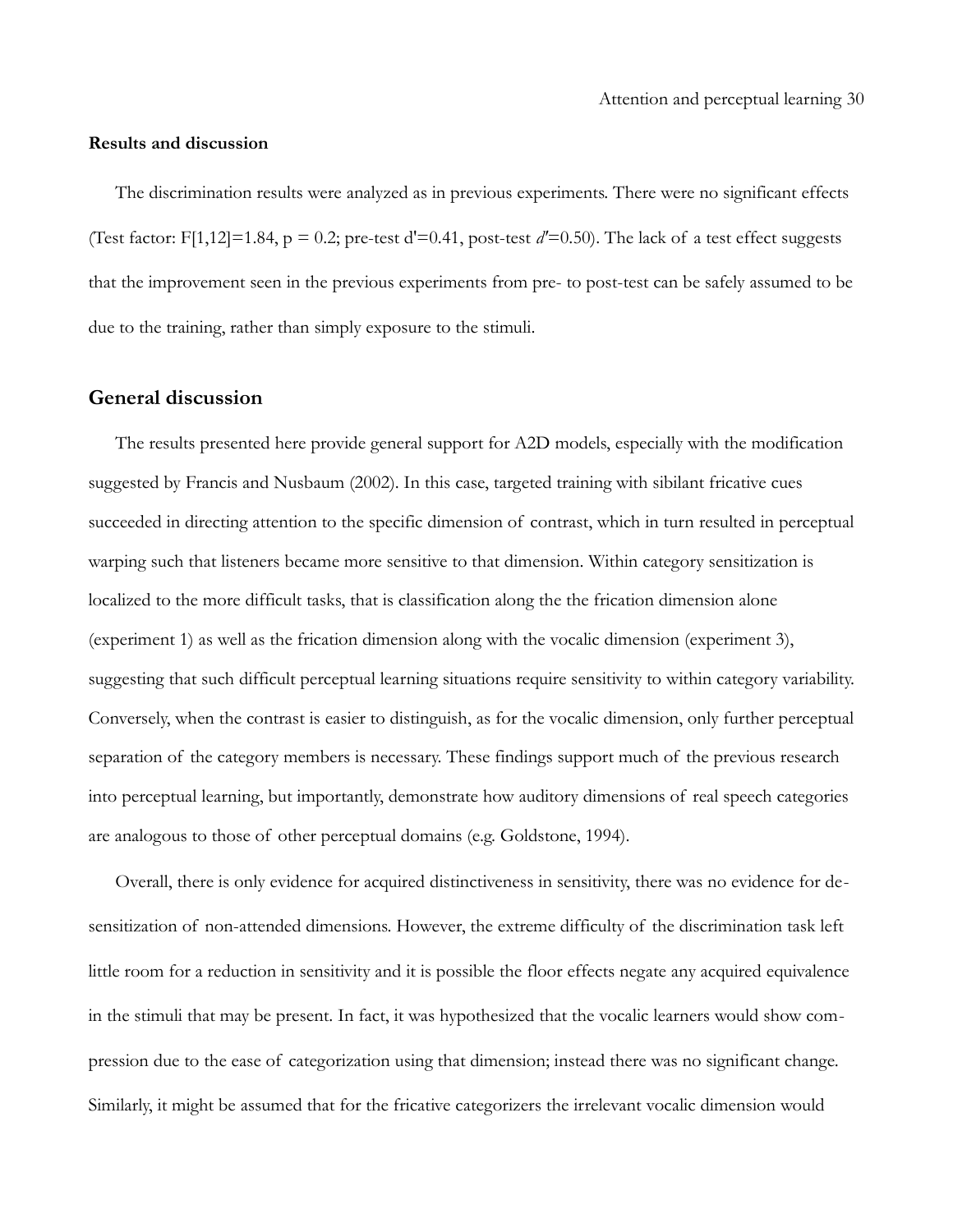### Results and discussion

The discrimination results were analyzed as in previous experiments. There were no significant effects (Test factor: $F[1,12]=1.84$, $p = 0.2$; pre-test $d'=0.41$, post-test $d'=0.50$). The lack of a test effect suggests that the improvement seen in the previous experiments from pre- to post-test can be safely assumed to be due to the training, rather than simply exposure to the stimuli.

## General discussion

The results presented here provide general support for A2D models, especially with the modification suggested by Francis and Nusbaum (2002). In this case, targeted training with sibilant fricative cues succeeded in directing attention to the specific dimension of contrast, which in turn resulted in perceptual warping such that listeners became more sensitive to that dimension. Within category sensitization is localized to the more difficult tasks, that is classification along the the frication dimension alone (experiment 1) as well as the frication dimension along with the vocalic dimension (experiment 3), suggesting that such difficult perceptual learning situations require sensitivity to within category variability. Conversely, when the contrast is easier to distinguish, as for the vocalic dimension, only further perceptual separation of the category members is necessary. These findings support much of the previous research into perceptual learning, but importantly, demonstrate how auditory dimensions of real speech categories are analogous to those of other perceptual domains (e.g. Goldstone, 1994).

Overall, there is only evidence for acquired distinctiveness in sensitivity, there was no evidence for de-sensitization of non-attended dimensions. However, the extreme difficulty of the discrimination task left little room for a reduction in sensitivity and it is possible the floor effects negate any acquired equivalence in the stimuli that may be present. In fact, it was hypothesized that the vocalic learners would show compression due to the ease of categorization using that dimension; instead there was no significant change. Similarly, it might be assumed that for the fricative categorizers the irrelevant vocalic dimension would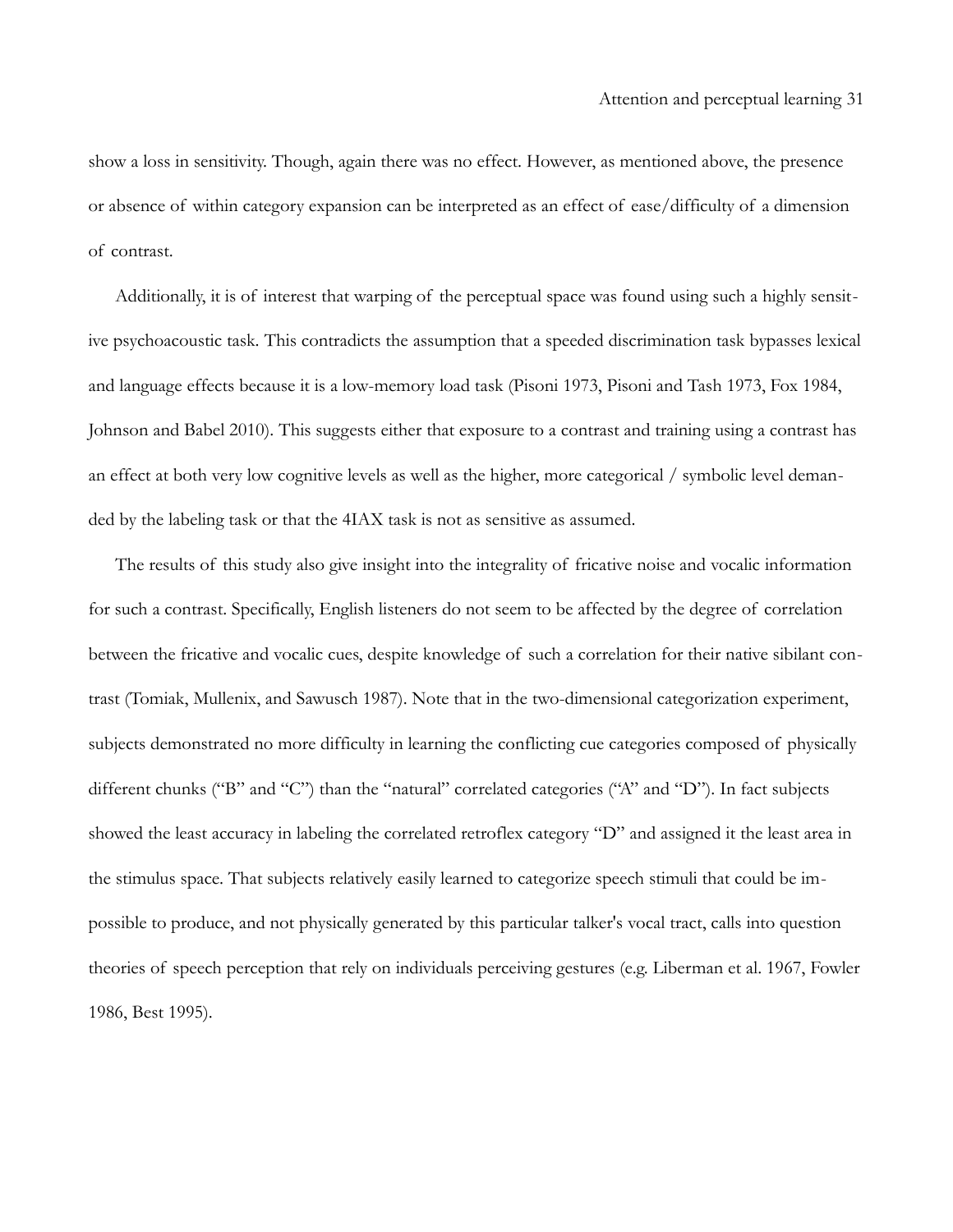show a loss in sensitivity. Though, again there was no effect. However, as mentioned above, the presence or absence of within category expansion can be interpreted as an effect of ease/difficulty of a dimension of contrast.

Additionally, it is of interest that warping of the perceptual space was found using such a highly sensitive psychoacoustic task. This contradicts the assumption that a speeded discrimination task bypasses lexical and language effects because it is a low-memory load task (Pisoni 1973, Pisoni and Tash 1973, Fox 1984, Johnson and Babel 2010). This suggests either that exposure to a contrast and training using a contrast has an effect at both very low cognitive levels as well as the higher, more categorical / symbolic level demanded by the labeling task or that the 4IAX task is not as sensitive as assumed.

The results of this study also give insight into the integrality of fricative noise and vocalic information for such a contrast. Specifically, English listeners do not seem to be affected by the degree of correlation between the fricative and vocalic cues, despite knowledge of such a correlation for their native sibilant contrast (Tomiak, Mullenix, and Sawusch 1987). Note that in the two-dimensional categorization experiment, subjects demonstrated no more difficulty in learning the conflicting cue categories composed of physically different chunks ("B" and "C") than the "natural" correlated categories ("A" and "D"). In fact subjects showed the least accuracy in labeling the correlated retroflex category "D" and assigned it the least area in the stimulus space. That subjects relatively easily learned to categorize speech stimuli that could be impossible to produce, and not physically generated by this particular talker's vocal tract, calls into question theories of speech perception that rely on individuals perceiving gestures (e.g. Liberman et al. 1967, Fowler 1986, Best 1995).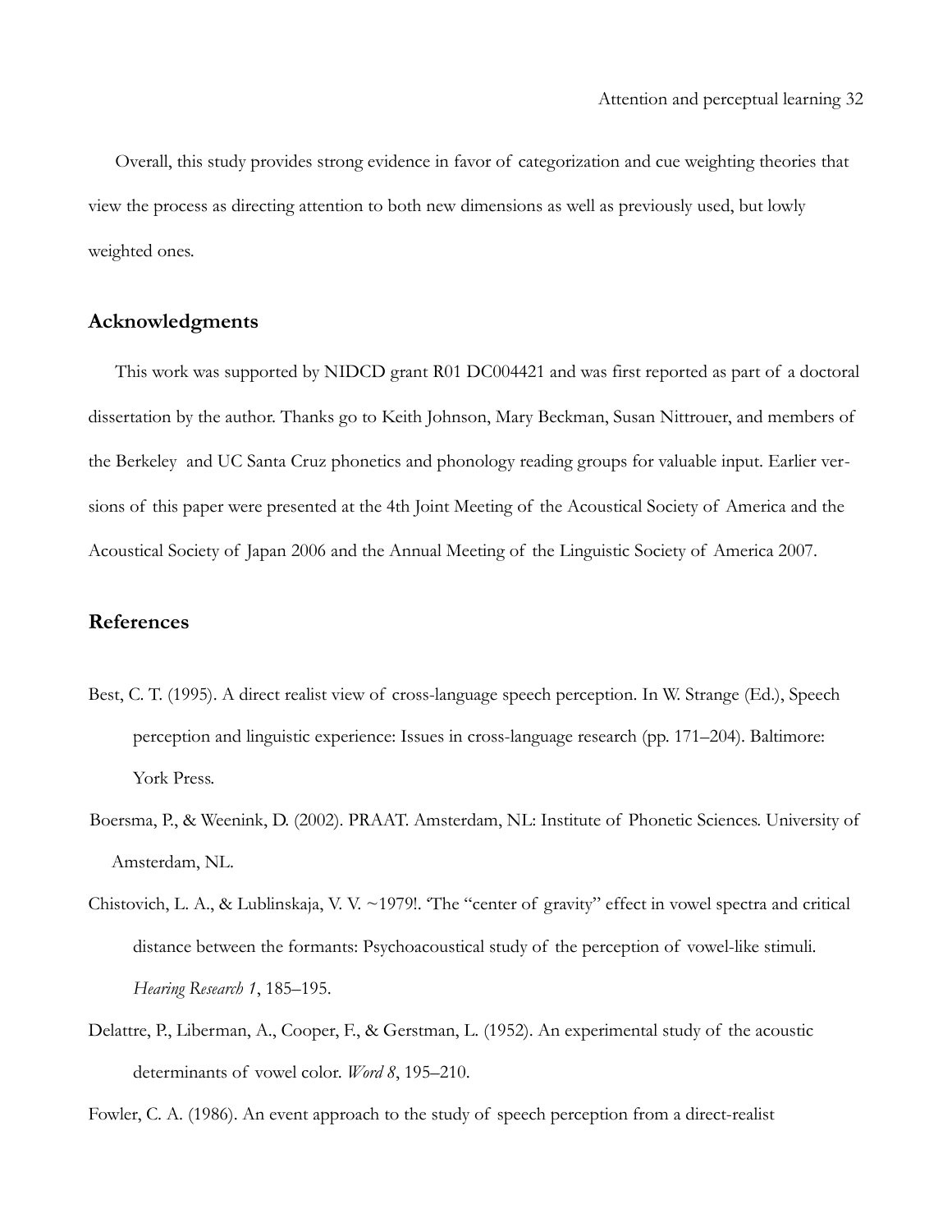Overall, this study provides strong evidence in favor of categorization and cue weighting theories that view the process as directing attention to both new dimensions as well as previously used, but lowly weighted ones.

## Acknowledgments

This work was supported by NIDCD grant R01 DC004421 and was first reported as part of a doctoral dissertation by the author. Thanks go to Keith Johnson, Mary Beckman, Susan Nittrouer, and members of the Berkeley and UC Santa Cruz phonetics and phonology reading groups for valuable input. Earlier versions of this paper were presented at the 4th Joint Meeting of the Acoustical Society of America and the Acoustical Society of Japan 2006 and the Annual Meeting of the Linguistic Society of America 2007.

## References

Best, C. T. (1995). A direct realist view of cross-language speech perception. In W. Strange (Ed.), Speech perception and linguistic experience: Issues in cross-language research (pp. 171–204). Baltimore: York Press.

Boersma, P., & Weenink, D. (2002). PRAAT. Amsterdam, NL: Institute of Phonetic Sciences. University of Amsterdam, NL.

Chistovich, L. A., & Lublinskaja, V. V. ~1979!. 'The "center of gravity" effect in vowel spectra and critical distance between the formants: Psychoacoustical study of the perception of vowel-like stimuli. *Hearing Research 1*, 185–195.

Delattre, P., Liberman, A., Cooper, F., & Gerstman, L. (1952). An experimental study of the acoustic determinants of vowel color. *Word 8*, 195–210.

Fowler, C. A. (1986). An event approach to the study of speech perception from a direct-realist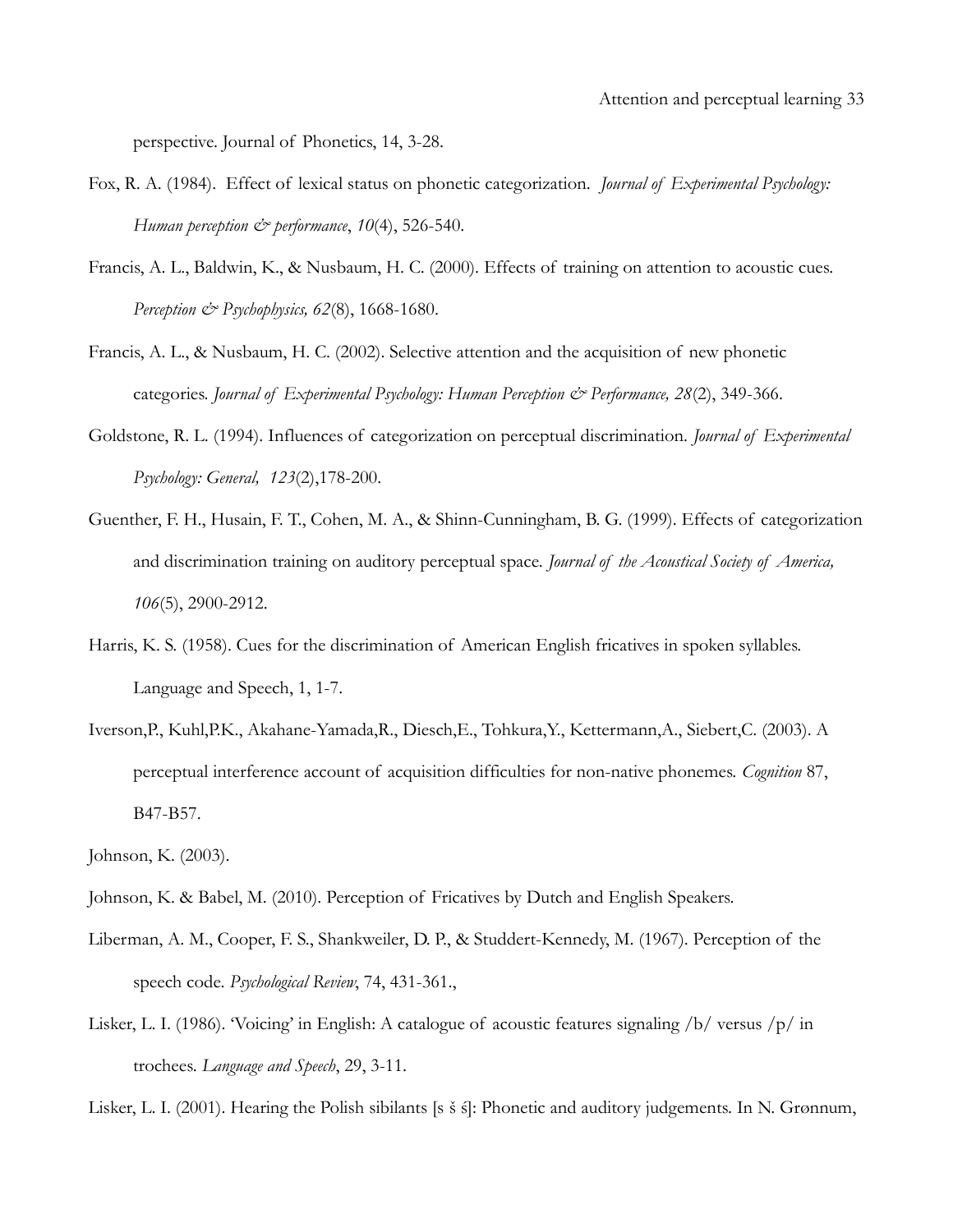perspective. Journal of Phonetics, 14, 3-28.

Fox, R. A. (1984). Effect of lexical status on phonetic categorization. *Journal of Experimental Psychology: Human perception & performance*, *10*(4), 526-540.

Francis, A. L., Baldwin, K., & Nusbaum, H. C. (2000). Effects of training on attention to acoustic cues. *Perception & Psychophysics, 62*(8), 1668-1680.

Francis, A. L., & Nusbaum, H. C. (2002). Selective attention and the acquisition of new phonetic categories. *Journal of Experimental Psychology: Human Perception & Performance, 28*(2), 349-366.

Goldstone, R. L. (1994). Influences of categorization on perceptual discrimination. *Journal of Experimental Psychology: General, 123*(2),178-200.

Guenther, F. H., Husain, F. T., Cohen, M. A., & Shinn-Cunningham, B. G. (1999). Effects of categorization and discrimination training on auditory perceptual space. *Journal of the Acoustical Society of America, 106*(5), 2900-2912.

Harris, K. S. (1958). Cues for the discrimination of American English fricatives in spoken syllables. Language and Speech, 1, 1-7.

Iverson,P., Kuhl,P.K., Akahane-Yamada,R., Diesch,E., Tohkura,Y., Kettermann,A., Siebert,C. (2003). A perceptual interference account of acquisition difficulties for non-native phonemes. *Cognition* 87, B47-B57.

Johnson, K. (2003).

Johnson, K. & Babel, M. (2010). Perception of Fricatives by Dutch and English Speakers.

Liberman, A. M., Cooper, F. S., Shankweiler, D. P., & Studdert-Kennedy, M. (1967). Perception of the speech code. *Psychological Review*, 74, 431-361.,

Lisker, L. I. (1986). 'Voicing' in English: A catalogue of acoustic features signaling /b/ versus /p/ in trochees. *Language and Speech*, 29, 3-11.

Lisker, L. I. (2001). Hearing the Polish sibilants [s š ś]: Phonetic and auditory judgements. In N. Grønnum,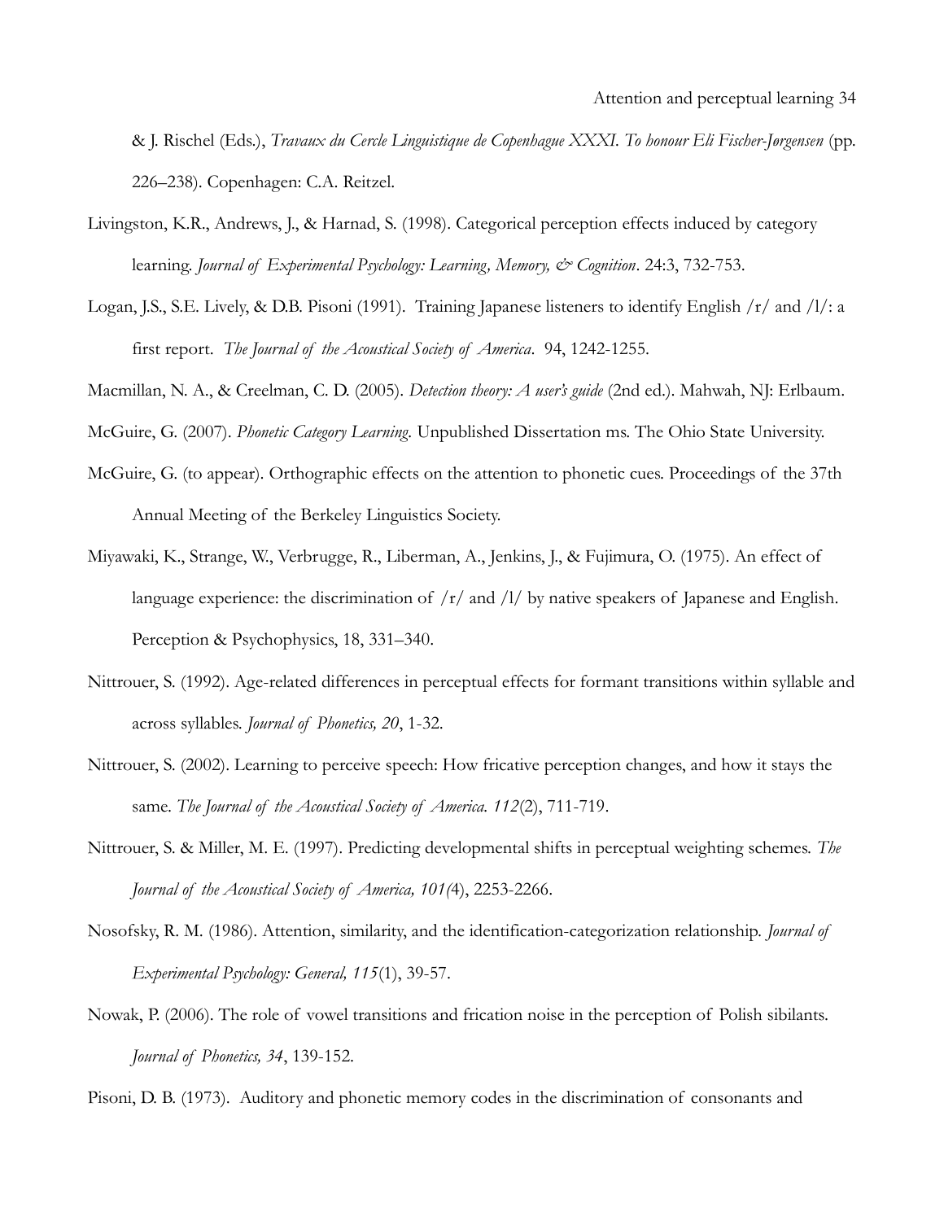& J. Rischel (Eds.), *Travaux du Cercle Linguistique de Copenhague XXXI. To honour Eli Fischer-Jørgensen* (pp. 226–238). Copenhagen: C.A. Reitzel.

Livingston, K.R., Andrews, J., & Harnad, S. (1998). Categorical perception effects induced by category learning. *Journal of Experimental Psychology: Learning, Memory, & Cognition*. 24:3, 732-753.

Logan, J.S., S.E. Lively, & D.B. Pisoni (1991). Training Japanese listeners to identify English /r/ and /l/: a first report. *The Journal of the Acoustical Society of America*. 94, 1242-1255.

Macmillan, N. A., & Creelman, C. D. (2005). *Detection theory: A user's guide* (2nd ed.). Mahwah, NJ: Erlbaum.

McGuire, G. (2007). *Phonetic Category Learning*. Unpublished Dissertation ms. The Ohio State University.

McGuire, G. (to appear). Orthographic effects on the attention to phonetic cues. Proceedings of the 37th Annual Meeting of the Berkeley Linguistics Society.

Miyawaki, K., Strange, W., Verbrugge, R., Liberman, A., Jenkins, J., & Fujimura, O. (1975). An effect of language experience: the discrimination of /r/ and /l/ by native speakers of Japanese and English. Perception & Psychophysics, 18, 331–340.

Nittrouer, S. (1992). Age-related differences in perceptual effects for formant transitions within syllable and across syllables. *Journal of Phonetics, 20*, 1-32.

Nittrouer, S. (2002). Learning to perceive speech: How fricative perception changes, and how it stays the same. *The Journal of the Acoustical Society of America. 112*(2), 711-719.

Nittrouer, S. & Miller, M. E. (1997). Predicting developmental shifts in perceptual weighting schemes. *The Journal of the Acoustical Society of America, 101(*4), 2253-2266.

Nosofsky, R. M. (1986). Attention, similarity, and the identification-categorization relationship. *Journal of Experimental Psychology: General, 115*(1), 39-57.

Nowak, P. (2006). The role of vowel transitions and frication noise in the perception of Polish sibilants. *Journal of Phonetics, 34*, 139-152.

Pisoni, D. B. (1973). Auditory and phonetic memory codes in the discrimination of consonants and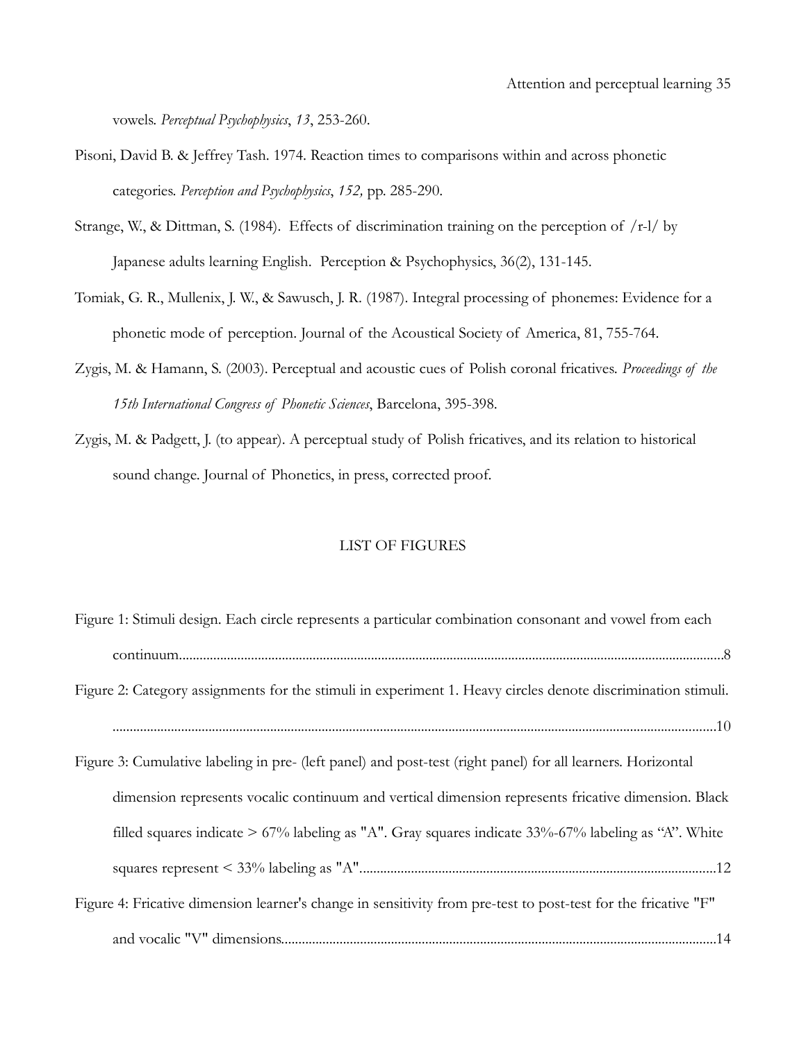vowels. *Perceptual Psychophysics*, *13*, 253-260.

Pisoni, David B. & Jeffrey Tash. 1974. Reaction times to comparisons within and across phonetic categories. *Perception and Psychophysics*, *152,* pp. 285-290.

Strange, W., & Dittman, S. (1984). Effects of discrimination training on the perception of /r-l/ by Japanese adults learning English. Perception & Psychophysics, 36(2), 131-145.

Tomiak, G. R., Mullenix, J. W., & Sawusch, J. R. (1987). Integral processing of phonemes: Evidence for a phonetic mode of perception. Journal of the Acoustical Society of America, 81, 755-764.

Zygis, M. & Hamann, S. (2003). Perceptual and acoustic cues of Polish coronal fricatives. *Proceedings of the 15th International Congress of Phonetic Sciences*, Barcelona, 395-398.

Zygis, M. & Padgett, J. (to appear). A perceptual study of Polish fricatives, and its relation to historical sound change. Journal of Phonetics, in press, corrected proof.

## LIST OF FIGURES

Figure 1: Stimuli design. Each circle represents a particular combination consonant and vowel from each continuum..........................................................................................................................................8

Figure 2: Category assignments for the stimuli in experiment 1. Heavy circles denote discrimination stimuli. ..........................................................................................................................................10

Figure 3: Cumulative labeling in pre- (left panel) and post-test (right panel) for all learners. Horizontal dimension represents vocalic continuum and vertical dimension represents fricative dimension. Black filled squares indicate > 67% labeling as "A". Gray squares indicate 33%-67% labeling as "A". White squares represent < 33% labeling as "A"..........................................................................................12

Figure 4: Fricative dimension learner's change in sensitivity from pre-test to post-test for the fricative "F" and vocalic "V" dimensions..........................................................................................................14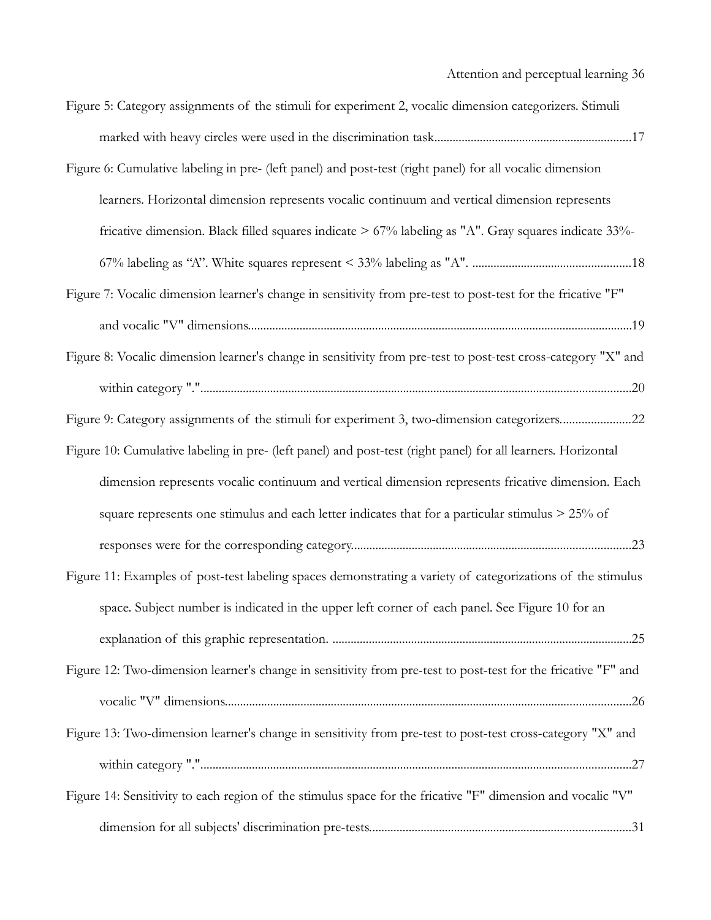Figure 5: Category assignments of the stimuli for experiment 2, vocalic dimension categorizers. Stimuli marked with heavy circles were used in the discrimination task.................................................................17

Figure 6: Cumulative labeling in pre- (left panel) and post-test (right panel) for all vocalic dimension learners. Horizontal dimension represents vocalic continuum and vertical dimension represents fricative dimension. Black filled squares indicate > 67% labeling as "A". Gray squares indicate 33%-67% labeling as "A". White squares represent < 33% labeling as "A". ....................................................18

Figure 7: Vocalic dimension learner's change in sensitivity from pre-test to post-test for the fricative "F" and vocalic "V" dimensions.............................................................................................................................19

Figure 8: Vocalic dimension learner's change in sensitivity from pre-test to post-test cross-category "X" and within category ".".............................................................................................................................20

Figure 9: Category assignments of the stimuli for experiment 3, two-dimension categorizers.......................22

Figure 10: Cumulative labeling in pre- (left panel) and post-test (right panel) for all learners. Horizontal dimension represents vocalic continuum and vertical dimension represents fricative dimension. Each square represents one stimulus and each letter indicates that for a particular stimulus > 25% of responses were for the corresponding category...........................................................................................23

Figure 11: Examples of post-test labeling spaces demonstrating a variety of categorizations of the stimulus space. Subject number is indicated in the upper left corner of each panel. See Figure 10 for an explanation of this graphic representation. ..................................................................................................25

Figure 12: Two-dimension learner's change in sensitivity from pre-test to post-test for the fricative "F" and vocalic "V" dimensions.....................................................................................................................................26

Figure 13: Two-dimension learner's change in sensitivity from pre-test to post-test cross-category "X" and within category ".".............................................................................................................................27

Figure 14: Sensitivity to each region of the stimulus space for the fricative "F" dimension and vocalic "V" dimension for all subjects' discrimination pre-tests.....................................................................................31